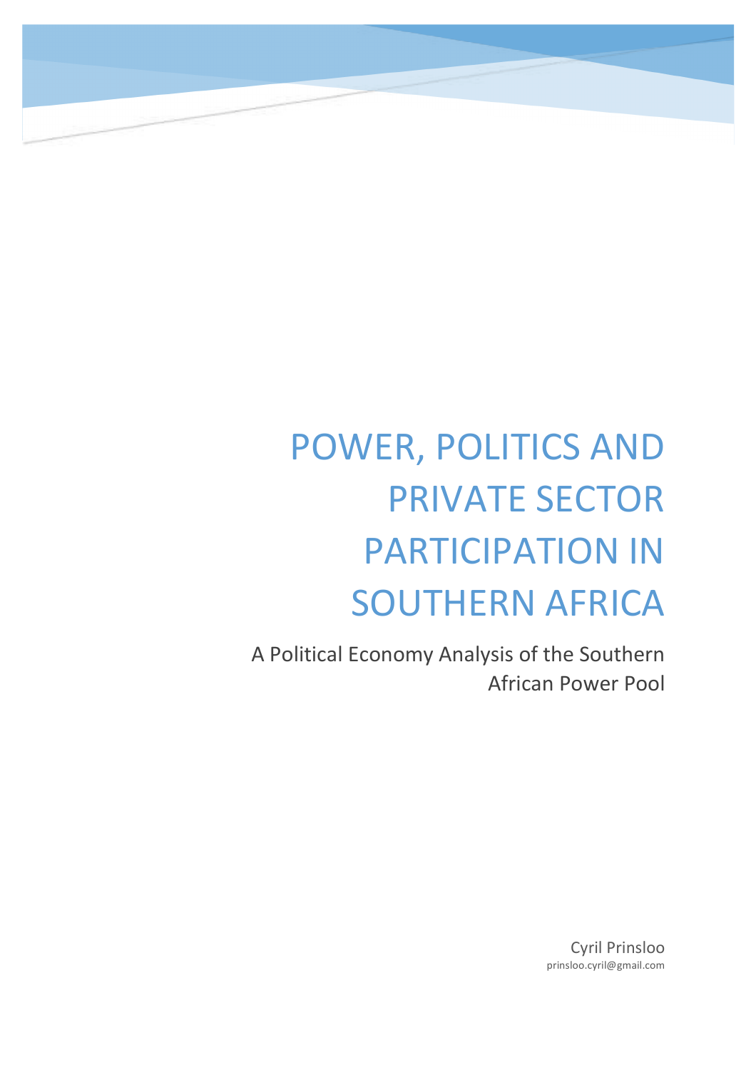# POWER, POLITICS AND PRIVATE SECTOR PARTICIPATION IN SOUTHERN AFRICA

A Political Economy Analysis of the Southern African Power Pool

Cyril Prinsloo
prinsloo.cyril@gmail.com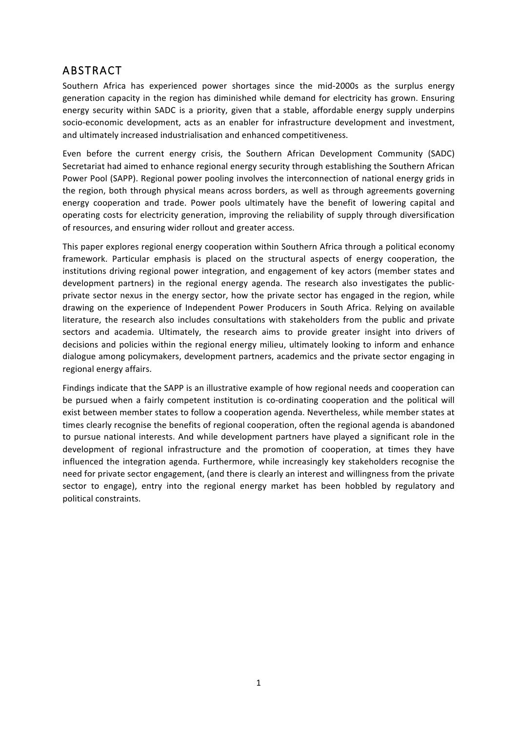# ABSTRACT

Southern Africa has experienced power shortages since the mid-2000s as the surplus energy generation capacity in the region has diminished while demand for electricity has grown. Ensuring energy security within SADC is a priority, given that a stable, affordable energy supply underpins socio-economic development, acts as an enabler for infrastructure development and investment, and ultimately increased industrialisation and enhanced competitiveness.

Even before the current energy crisis, the Southern African Development Community (SADC) Secretariat had aimed to enhance regional energy security through establishing the Southern African Power Pool (SAPP). Regional power pooling involves the interconnection of national energy grids in the region, both through physical means across borders, as well as through agreements governing energy cooperation and trade. Power pools ultimately have the benefit of lowering capital and operating costs for electricity generation, improving the reliability of supply through diversification of resources, and ensuring wider rollout and greater access.

This paper explores regional energy cooperation within Southern Africa through a political economy framework. Particular emphasis is placed on the structural aspects of energy cooperation, the institutions driving regional power integration, and engagement of key actors (member states and development partners) in the regional energy agenda. The research also investigates the public-private sector nexus in the energy sector, how the private sector has engaged in the region, while drawing on the experience of Independent Power Producers in South Africa. Relying on available literature, the research also includes consultations with stakeholders from the public and private sectors and academia. Ultimately, the research aims to provide greater insight into drivers of decisions and policies within the regional energy milieu, ultimately looking to inform and enhance dialogue among policymakers, development partners, academics and the private sector engaging in regional energy affairs.

Findings indicate that the SAPP is an illustrative example of how regional needs and cooperation can be pursued when a fairly competent institution is co-ordinating cooperation and the political will exist between member states to follow a cooperation agenda. Nevertheless, while member states at times clearly recognise the benefits of regional cooperation, often the regional agenda is abandoned to pursue national interests. And while development partners have played a significant role in the development of regional infrastructure and the promotion of cooperation, at times they have influenced the integration agenda. Furthermore, while increasingly key stakeholders recognise the need for private sector engagement, (and there is clearly an interest and willingness from the private sector to engage), entry into the regional energy market has been hobbled by regulatory and political constraints.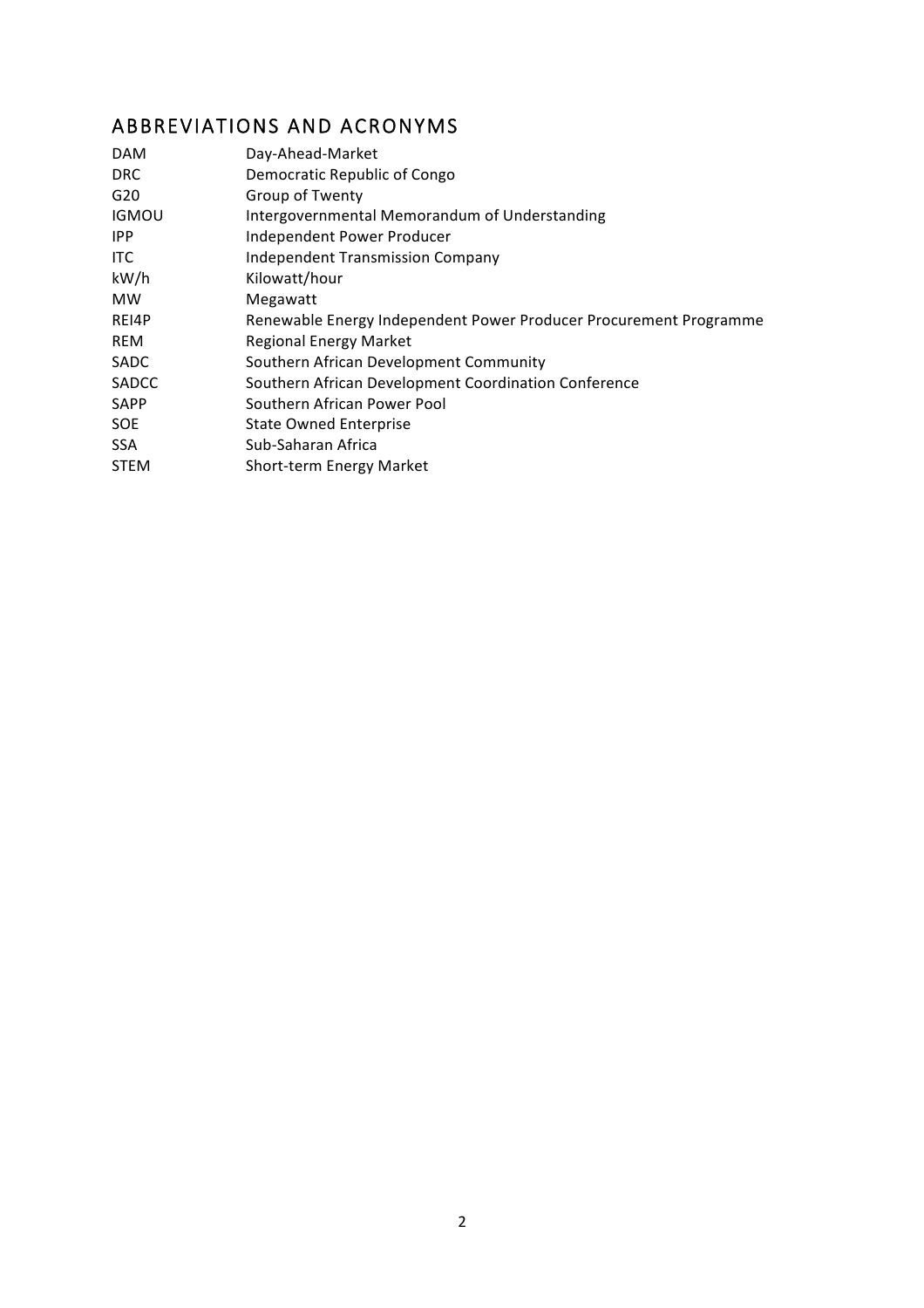## ABBREVIATIONS AND ACRONYMS

| | |
|---|---|
| DAM | Day-Ahead-Market |
| DRC | Democratic Republic of Congo |
| G20 | Group of Twenty |
| IGMOU | Intergovernmental Memorandum of Understanding |
| IPP | Independent Power Producer |
| ITC | Independent Transmission Company |
| kW/h | Kilowatt/hour |
| MW | Megawatt |
| REI4P | Renewable Energy Independent Power Producer Procurement Programme |
| REM | Regional Energy Market |
| SADC | Southern African Development Community |
| SADCC | Southern African Development Coordination Conference |
| SAPP | Southern African Power Pool |
| SOE | State Owned Enterprise |
| SSA | Sub-Saharan Africa |
| STEM | Short-term Energy Market |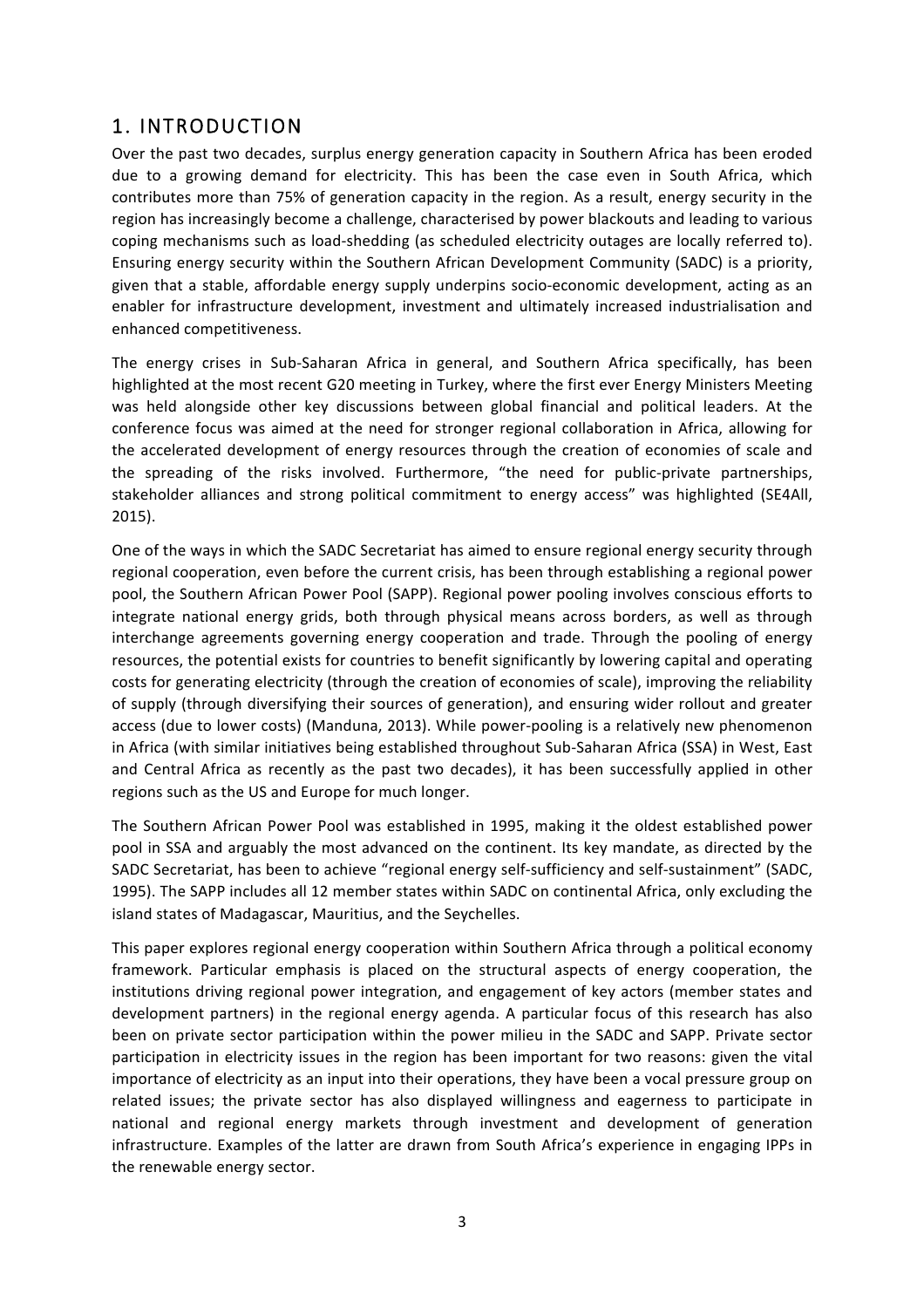# 1. INTRODUCTION

Over the past two decades, surplus energy generation capacity in Southern Africa has been eroded due to a growing demand for electricity. This has been the case even in South Africa, which contributes more than 75% of generation capacity in the region. As a result, energy security in the region has increasingly become a challenge, characterised by power blackouts and leading to various coping mechanisms such as load-shedding (as scheduled electricity outages are locally referred to). Ensuring energy security within the Southern African Development Community (SADC) is a priority, given that a stable, affordable energy supply underpins socio-economic development, acting as an enabler for infrastructure development, investment and ultimately increased industrialisation and enhanced competitiveness.

The energy crises in Sub-Saharan Africa in general, and Southern Africa specifically, has been highlighted at the most recent G20 meeting in Turkey, where the first ever Energy Ministers Meeting was held alongside other key discussions between global financial and political leaders. At the conference focus was aimed at the need for stronger regional collaboration in Africa, allowing for the accelerated development of energy resources through the creation of economies of scale and the spreading of the risks involved. Furthermore, "the need for public-private partnerships, stakeholder alliances and strong political commitment to energy access" was highlighted (SE4All, 2015).

One of the ways in which the SADC Secretariat has aimed to ensure regional energy security through regional cooperation, even before the current crisis, has been through establishing a regional power pool, the Southern African Power Pool (SAPP). Regional power pooling involves conscious efforts to integrate national energy grids, both through physical means across borders, as well as through interchange agreements governing energy cooperation and trade. Through the pooling of energy resources, the potential exists for countries to benefit significantly by lowering capital and operating costs for generating electricity (through the creation of economies of scale), improving the reliability of supply (through diversifying their sources of generation), and ensuring wider rollout and greater access (due to lower costs) (Manduna, 2013). While power-pooling is a relatively new phenomenon in Africa (with similar initiatives being established throughout Sub-Saharan Africa (SSA) in West, East and Central Africa as recently as the past two decades), it has been successfully applied in other regions such as the US and Europe for much longer.

The Southern African Power Pool was established in 1995, making it the oldest established power pool in SSA and arguably the most advanced on the continent. Its key mandate, as directed by the SADC Secretariat, has been to achieve "regional energy self-sufficiency and self-sustainment" (SADC, 1995). The SAPP includes all 12 member states within SADC on continental Africa, only excluding the island states of Madagascar, Mauritius, and the Seychelles.

This paper explores regional energy cooperation within Southern Africa through a political economy framework. Particular emphasis is placed on the structural aspects of energy cooperation, the institutions driving regional power integration, and engagement of key actors (member states and development partners) in the regional energy agenda. A particular focus of this research has also been on private sector participation within the power milieu in the SADC and SAPP. Private sector participation in electricity issues in the region has been important for two reasons: given the vital importance of electricity as an input into their operations, they have been a vocal pressure group on related issues; the private sector has also displayed willingness and eagerness to participate in national and regional energy markets through investment and development of generation infrastructure. Examples of the latter are drawn from South Africa's experience in engaging IPPs in the renewable energy sector.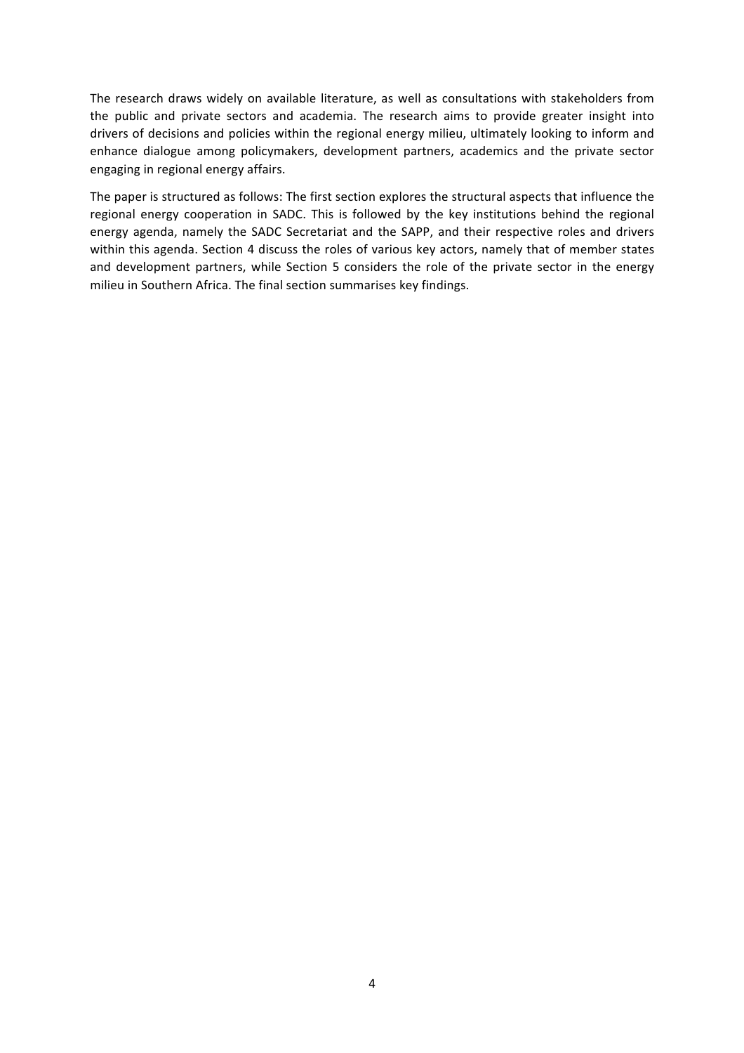The research draws widely on available literature, as well as consultations with stakeholders from the public and private sectors and academia. The research aims to provide greater insight into drivers of decisions and policies within the regional energy milieu, ultimately looking to inform and enhance dialogue among policymakers, development partners, academics and the private sector engaging in regional energy affairs.

The paper is structured as follows: The first section explores the structural aspects that influence the regional energy cooperation in SADC. This is followed by the key institutions behind the regional energy agenda, namely the SADC Secretariat and the SAPP, and their respective roles and drivers within this agenda. Section 4 discuss the roles of various key actors, namely that of member states and development partners, while Section 5 considers the role of the private sector in the energy milieu in Southern Africa. The final section summarises key findings.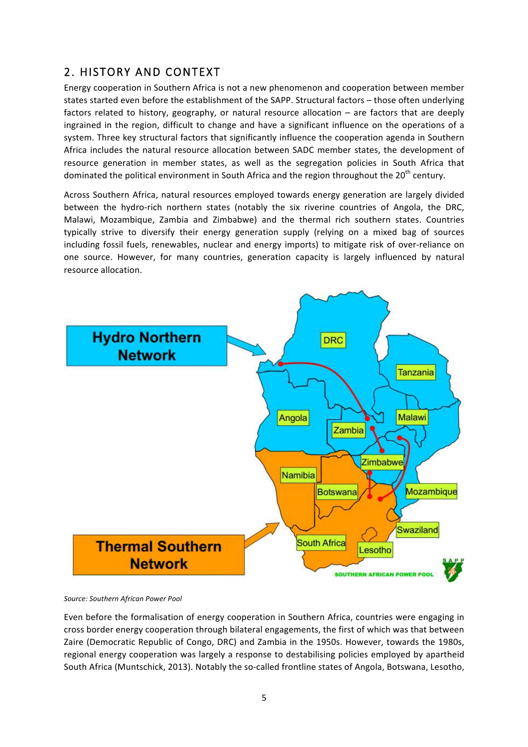## 2. HISTORY AND CONTEXT

Energy cooperation in Southern Africa is not a new phenomenon and cooperation between member states started even before the establishment of the SAPP. Structural factors – those often underlying factors related to history, geography, or natural resource allocation – are factors that are deeply ingrained in the region, difficult to change and have a significant influence on the operations of a system. Three key structural factors that significantly influence the cooperation agenda in Southern Africa includes the natural resource allocation between SADC member states, the development of resource generation in member states, as well as the segregation policies in South Africa that dominated the political environment in South Africa and the region throughout the 20th century.

Across Southern Africa, natural resources employed towards energy generation are largely divided between the hydro-rich northern states (notably the six riverine countries of Angola, the DRC, Malawi, Mozambique, Zambia and Zimbabwe) and the thermal rich southern states. Countries typically strive to diversify their energy generation supply (relying on a mixed bag of sources including fossil fuels, renewables, nuclear and energy imports) to mitigate risk of over-reliance on one source. However, for many countries, generation capacity is largely influenced by natural resource allocation.

*Source: Southern African Power Pool*

Even before the formalisation of energy cooperation in Southern Africa, countries were engaging in cross border energy cooperation through bilateral engagements, the first of which was that between Zaire (Democratic Republic of Congo, DRC) and Zambia in the 1950s. However, towards the 1980s, regional energy cooperation was largely a response to destabilising policies employed by apartheid South Africa (Muntschick, 2013). Notably the so-called frontline states of Angola, Botswana, Lesotho,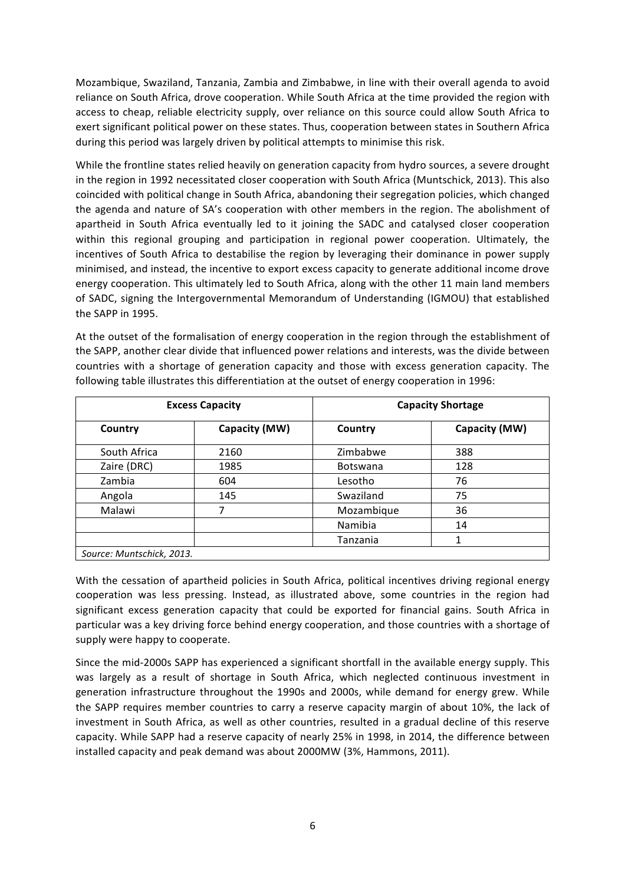Mozambique, Swaziland, Tanzania, Zambia and Zimbabwe, in line with their overall agenda to avoid reliance on South Africa, drove cooperation. While South Africa at the time provided the region with access to cheap, reliable electricity supply, over reliance on this source could allow South Africa to exert significant political power on these states. Thus, cooperation between states in Southern Africa during this period was largely driven by political attempts to minimise this risk.

While the frontline states relied heavily on generation capacity from hydro sources, a severe drought in the region in 1992 necessitated closer cooperation with South Africa (Muntschick, 2013). This also coincided with political change in South Africa, abandoning their segregation policies, which changed the agenda and nature of SA's cooperation with other members in the region. The abolishment of apartheid in South Africa eventually led to it joining the SADC and catalysed closer cooperation within this regional grouping and participation in regional power cooperation. Ultimately, the incentives of South Africa to destabilise the region by leveraging their dominance in power supply minimised, and instead, the incentive to export excess capacity to generate additional income drove energy cooperation. This ultimately led to South Africa, along with the other 11 main land members of SADC, signing the Intergovernmental Memorandum of Understanding (IGMOU) that established the SAPP in 1995.

At the outset of the formalisation of energy cooperation in the region through the establishment of the SAPP, another clear divide that influenced power relations and interests, was the divide between countries with a shortage of generation capacity and those with excess generation capacity. The following table illustrates this differentiation at the outset of energy cooperation in 1996:

| Excess Capacity | | Capacity Shortage | |
|---|---|---|---|
| **Country** | **Capacity (MW)** | **Country** | **Capacity (MW)** |
| South Africa | 2160 | Zimbabwe | 388 |
| Zaire (DRC) | 1985 | Botswana | 128 |
| Zambia | 604 | Lesotho | 76 |
| Angola | 145 | Swaziland | 75 |
| Malawi | 7 | Mozambique | 36 |
| | | Namibia | 14 |
| | | Tanzania | 1 |

*Source: Muntschick, 2013.*

With the cessation of apartheid policies in South Africa, political incentives driving regional energy cooperation was less pressing. Instead, as illustrated above, some countries in the region had significant excess generation capacity that could be exported for financial gains. South Africa in particular was a key driving force behind energy cooperation, and those countries with a shortage of supply were happy to cooperate.

Since the mid-2000s SAPP has experienced a significant shortfall in the available energy supply. This was largely as a result of shortage in South Africa, which neglected continuous investment in generation infrastructure throughout the 1990s and 2000s, while demand for energy grew. While the SAPP requires member countries to carry a reserve capacity margin of about 10%, the lack of investment in South Africa, as well as other countries, resulted in a gradual decline of this reserve capacity. While SAPP had a reserve capacity of nearly 25% in 1998, in 2014, the difference between installed capacity and peak demand was about 2000MW (3%, Hammons, 2011).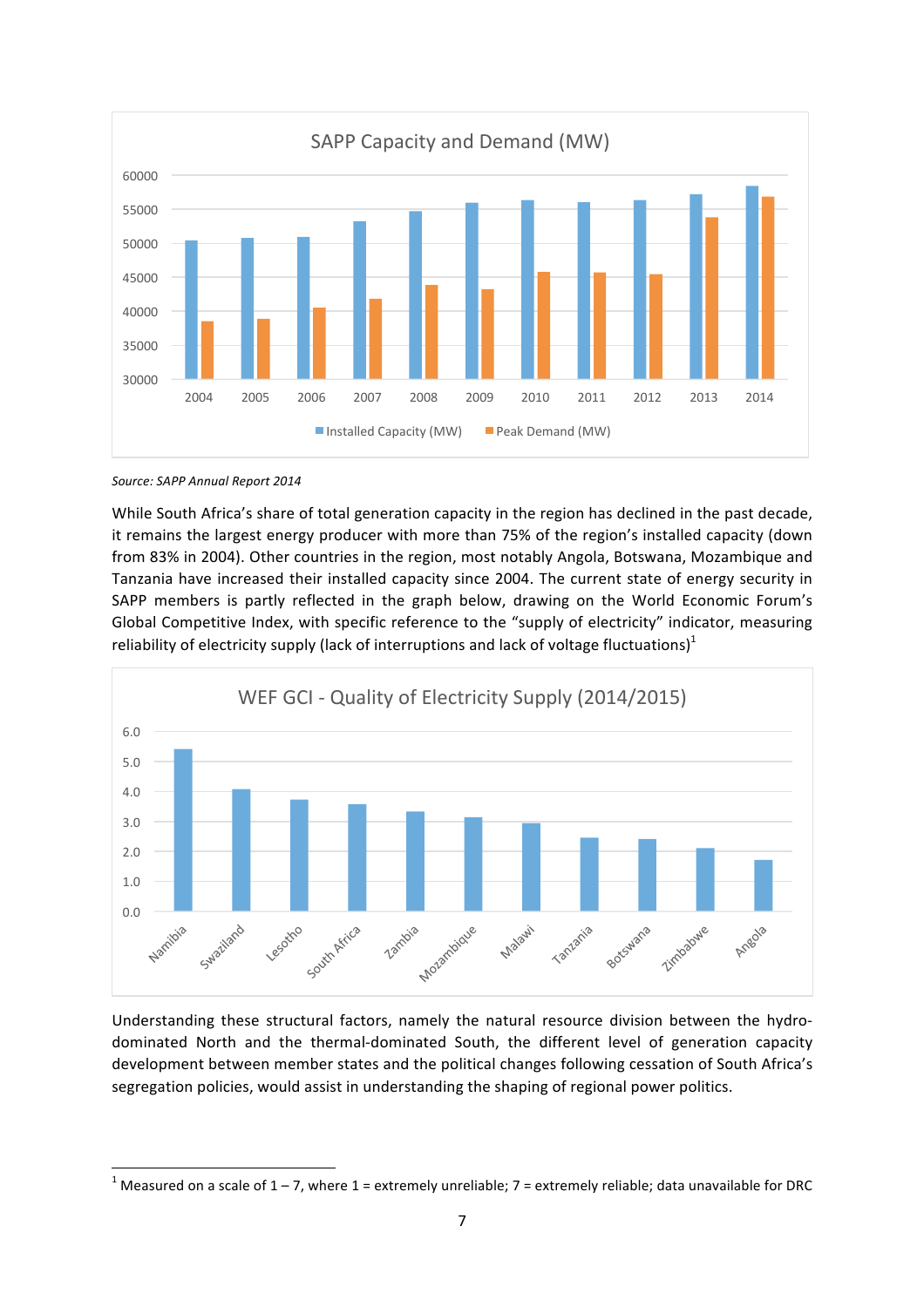SAPP Capacity and Demand (MW)

*Source: SAPP Annual Report 2014*

While South Africa's share of total generation capacity in the region has declined in the past decade, it remains the largest energy producer with more than 75% of the region's installed capacity (down from 83% in 2004). Other countries in the region, most notably Angola, Botswana, Mozambique and Tanzania have increased their installed capacity since 2004. The current state of energy security in SAPP members is partly reflected in the graph below, drawing on the World Economic Forum's Global Competitive Index, with specific reference to the "supply of electricity" indicator, measuring reliability of electricity supply (lack of interruptions and lack of voltage fluctuations)[1]

WEF GCI - Quality of Electricity Supply (2014/2015)

Understanding these structural factors, namely the natural resource division between the hydro-dominated North and the thermal-dominated South, the different level of generation capacity development between member states and the political changes following cessation of South Africa's segregation policies, would assist in understanding the shaping of regional power politics.

[1] Measured on a scale of 1 – 7, where 1 = extremely unreliable; 7 = extremely reliable; data unavailable for DRC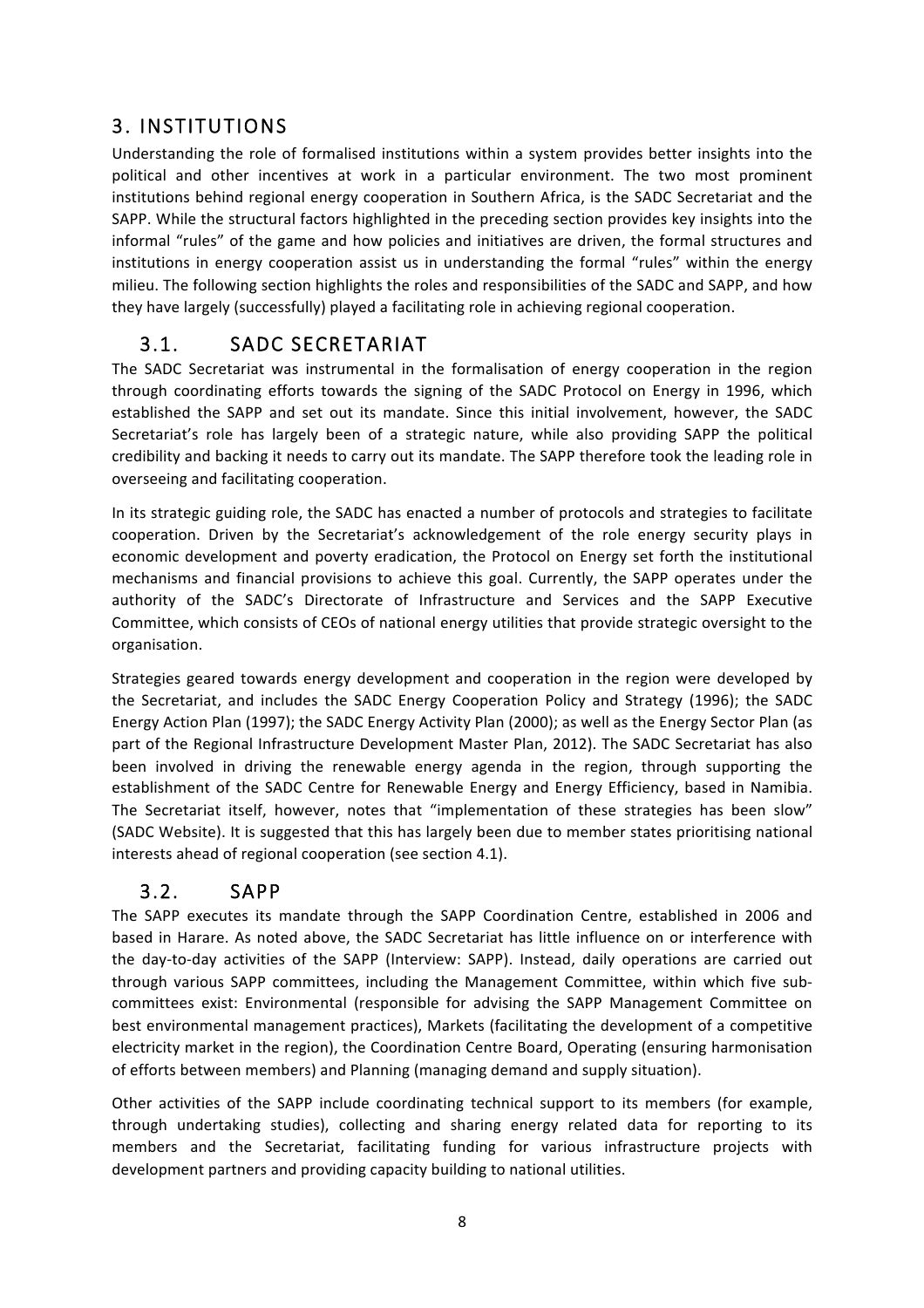# 3. INSTITUTIONS

Understanding the role of formalised institutions within a system provides better insights into the political and other incentives at work in a particular environment. The two most prominent institutions behind regional energy cooperation in Southern Africa, is the SADC Secretariat and the SAPP. While the structural factors highlighted in the preceding section provides key insights into the informal "rules" of the game and how policies and initiatives are driven, the formal structures and institutions in energy cooperation assist us in understanding the formal "rules" within the energy milieu. The following section highlights the roles and responsibilities of the SADC and SAPP, and how they have largely (successfully) played a facilitating role in achieving regional cooperation.

## 3.1. SADC SECRETARIAT

The SADC Secretariat was instrumental in the formalisation of energy cooperation in the region through coordinating efforts towards the signing of the SADC Protocol on Energy in 1996, which established the SAPP and set out its mandate. Since this initial involvement, however, the SADC Secretariat's role has largely been of a strategic nature, while also providing SAPP the political credibility and backing it needs to carry out its mandate. The SAPP therefore took the leading role in overseeing and facilitating cooperation.

In its strategic guiding role, the SADC has enacted a number of protocols and strategies to facilitate cooperation. Driven by the Secretariat's acknowledgement of the role energy security plays in economic development and poverty eradication, the Protocol on Energy set forth the institutional mechanisms and financial provisions to achieve this goal. Currently, the SAPP operates under the authority of the SADC's Directorate of Infrastructure and Services and the SAPP Executive Committee, which consists of CEOs of national energy utilities that provide strategic oversight to the organisation.

Strategies geared towards energy development and cooperation in the region were developed by the Secretariat, and includes the SADC Energy Cooperation Policy and Strategy (1996); the SADC Energy Action Plan (1997); the SADC Energy Activity Plan (2000); as well as the Energy Sector Plan (as part of the Regional Infrastructure Development Master Plan, 2012). The SADC Secretariat has also been involved in driving the renewable energy agenda in the region, through supporting the establishment of the SADC Centre for Renewable Energy and Energy Efficiency, based in Namibia. The Secretariat itself, however, notes that "implementation of these strategies has been slow" (SADC Website). It is suggested that this has largely been due to member states prioritising national interests ahead of regional cooperation (see section 4.1).

## 3.2. SAPP

The SAPP executes its mandate through the SAPP Coordination Centre, established in 2006 and based in Harare. As noted above, the SADC Secretariat has little influence on or interference with the day-to-day activities of the SAPP (Interview: SAPP). Instead, daily operations are carried out through various SAPP committees, including the Management Committee, within which five sub-committees exist: Environmental (responsible for advising the SAPP Management Committee on best environmental management practices), Markets (facilitating the development of a competitive electricity market in the region), the Coordination Centre Board, Operating (ensuring harmonisation of efforts between members) and Planning (managing demand and supply situation).

Other activities of the SAPP include coordinating technical support to its members (for example, through undertaking studies), collecting and sharing energy related data for reporting to its members and the Secretariat, facilitating funding for various infrastructure projects with development partners and providing capacity building to national utilities.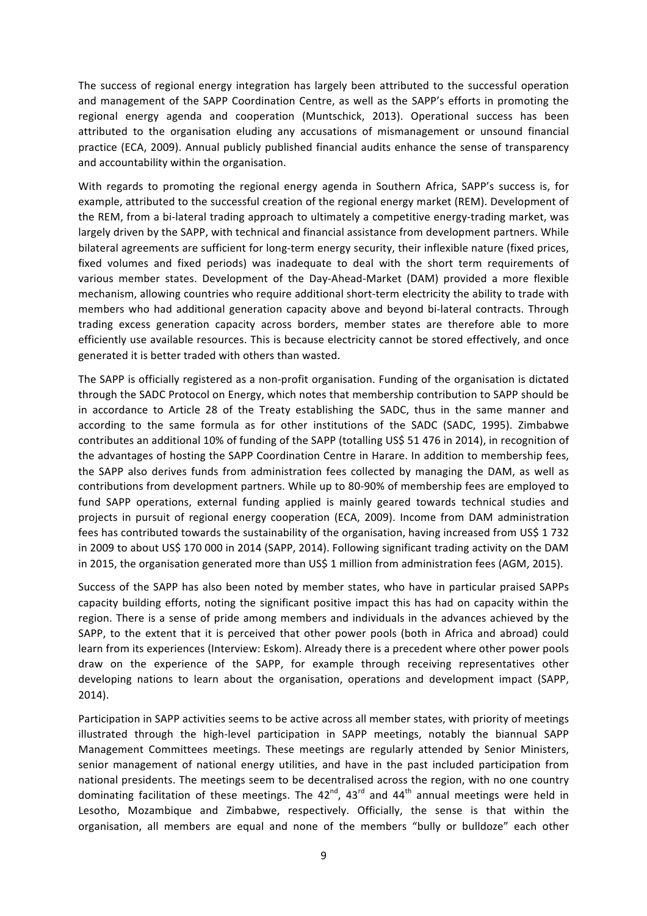The success of regional energy integration has largely been attributed to the successful operation and management of the SAPP Coordination Centre, as well as the SAPP's efforts in promoting the regional energy agenda and cooperation (Muntschick, 2013). Operational success has been attributed to the organisation eluding any accusations of mismanagement or unsound financial practice (ECA, 2009). Annual publicly published financial audits enhance the sense of transparency and accountability within the organisation.

With regards to promoting the regional energy agenda in Southern Africa, SAPP's success is, for example, attributed to the successful creation of the regional energy market (REM). Development of the REM, from a bi-lateral trading approach to ultimately a competitive energy-trading market, was largely driven by the SAPP, with technical and financial assistance from development partners. While bilateral agreements are sufficient for long-term energy security, their inflexible nature (fixed prices, fixed volumes and fixed periods) was inadequate to deal with the short term requirements of various member states. Development of the Day-Ahead-Market (DAM) provided a more flexible mechanism, allowing countries who require additional short-term electricity the ability to trade with members who had additional generation capacity above and beyond bi-lateral contracts. Through trading excess generation capacity across borders, member states are therefore able to more efficiently use available resources. This is because electricity cannot be stored effectively, and once generated it is better traded with others than wasted.

The SAPP is officially registered as a non-profit organisation. Funding of the organisation is dictated through the SADC Protocol on Energy, which notes that membership contribution to SAPP should be in accordance to Article 28 of the Treaty establishing the SADC, thus in the same manner and according to the same formula as for other institutions of the SADC (SADC, 1995). Zimbabwe contributes an additional 10% of funding of the SAPP (totalling US$ 51 476 in 2014), in recognition of the advantages of hosting the SAPP Coordination Centre in Harare. In addition to membership fees, the SAPP also derives funds from administration fees collected by managing the DAM, as well as contributions from development partners. While up to 80-90% of membership fees are employed to fund SAPP operations, external funding applied is mainly geared towards technical studies and projects in pursuit of regional energy cooperation (ECA, 2009). Income from DAM administration fees has contributed towards the sustainability of the organisation, having increased from US$ 1 732 in 2009 to about US$ 170 000 in 2014 (SAPP, 2014). Following significant trading activity on the DAM in 2015, the organisation generated more than US$ 1 million from administration fees (AGM, 2015).

Success of the SAPP has also been noted by member states, who have in particular praised SAPPs capacity building efforts, noting the significant positive impact this has had on capacity within the region. There is a sense of pride among members and individuals in the advances achieved by the SAPP, to the extent that it is perceived that other power pools (both in Africa and abroad) could learn from its experiences (Interview: Eskom). Already there is a precedent where other power pools draw on the experience of the SAPP, for example through receiving representatives other developing nations to learn about the organisation, operations and development impact (SAPP, 2014).

Participation in SAPP activities seems to be active across all member states, with priority of meetings illustrated through the high-level participation in SAPP meetings, notably the biannual SAPP Management Committees meetings. These meetings are regularly attended by Senior Ministers, senior management of national energy utilities, and have in the past included participation from national presidents. The meetings seem to be decentralised across the region, with no one country dominating facilitation of these meetings. The 42nd, 43rd and 44th annual meetings were held in Lesotho, Mozambique and Zimbabwe, respectively. Officially, the sense is that within the organisation, all members are equal and none of the members "bully or bulldoze" each other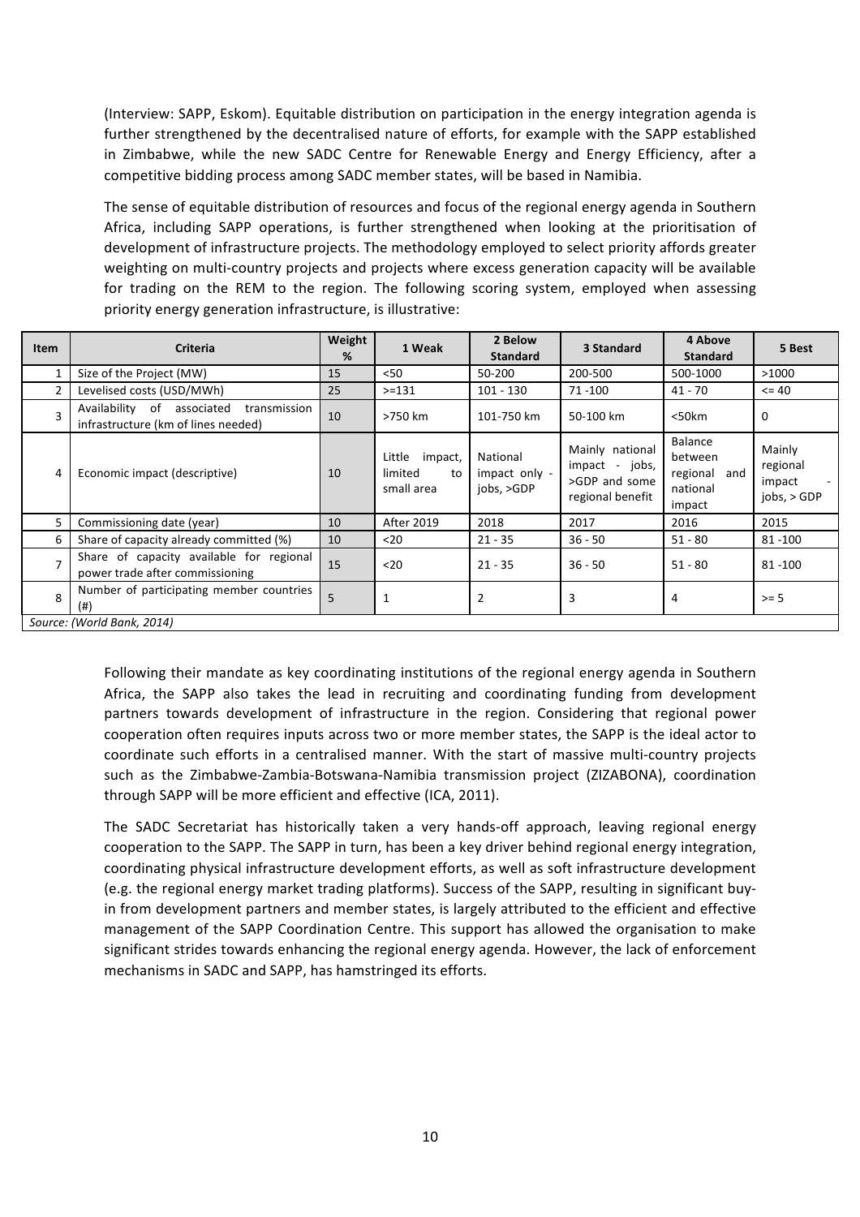(Interview: SAPP, Eskom). Equitable distribution on participation in the energy integration agenda is further strengthened by the decentralised nature of efforts, for example with the SAPP established in Zimbabwe, while the new SADC Centre for Renewable Energy and Energy Efficiency, after a competitive bidding process among SADC member states, will be based in Namibia.

The sense of equitable distribution of resources and focus of the regional energy agenda in Southern Africa, including SAPP operations, is further strengthened when looking at the prioritisation of development of infrastructure projects. The methodology employed to select priority affords greater weighting on multi-country projects and projects where excess generation capacity will be available for trading on the REM to the region. The following scoring system, employed when assessing priority energy generation infrastructure, is illustrative:

| Item | Criteria | Weight % | 1 Weak | 2 Below Standard | 3 Standard | 4 Above Standard | 5 Best |
|---|---|---|---|---|---|---|---|
| 1 | Size of the Project (MW) | 15 | <50 | 50-200 | 200-500 | 500-1000 | >1000 |
| 2 | Levelised costs (USD/MWh) | 25 | >=131 | 101 - 130 | 71 -100 | 41 - 70 | <= 40 |
| 3 | Availability of associated transmission infrastructure (km of lines needed) | 10 | >750 km | 101-750 km | 50-100 km | <50km | 0 |
| 4 | Economic impact (descriptive) | 10 | Little impact, limited to small area | National impact only - jobs, >GDP | Mainly national impact - jobs, >GDP and some regional benefit | Balance between regional and national impact | Mainly regional impact - jobs, > GDP |
| 5 | Commissioning date (year) | 10 | After 2019 | 2018 | 2017 | 2016 | 2015 |
| 6 | Share of capacity already committed (%) | 10 | <20 | 21 - 35 | 36 - 50 | 51 - 80 | 81 -100 |
| 7 | Share of capacity available for regional power trade after commissioning | 15 | <20 | 21 - 35 | 36 - 50 | 51 - 80 | 81 -100 |
| 8 | Number of participating member countries (#) | 5 | 1 | 2 | 3 | 4 | >= 5 |

*Source: (World Bank, 2014)*

Following their mandate as key coordinating institutions of the regional energy agenda in Southern Africa, the SAPP also takes the lead in recruiting and coordinating funding from development partners towards development of infrastructure in the region. Considering that regional power cooperation often requires inputs across two or more member states, the SAPP is the ideal actor to coordinate such efforts in a centralised manner. With the start of massive multi-country projects such as the Zimbabwe-Zambia-Botswana-Namibia transmission project (ZIZABONA), coordination through SAPP will be more efficient and effective (ICA, 2011).

The SADC Secretariat has historically taken a very hands-off approach, leaving regional energy cooperation to the SAPP. The SAPP in turn, has been a key driver behind regional energy integration, coordinating physical infrastructure development efforts, as well as soft infrastructure development (e.g. the regional energy market trading platforms). Success of the SAPP, resulting in significant buy-in from development partners and member states, is largely attributed to the efficient and effective management of the SAPP Coordination Centre. This support has allowed the organisation to make significant strides towards enhancing the regional energy agenda. However, the lack of enforcement mechanisms in SADC and SAPP, has hamstringed its efforts.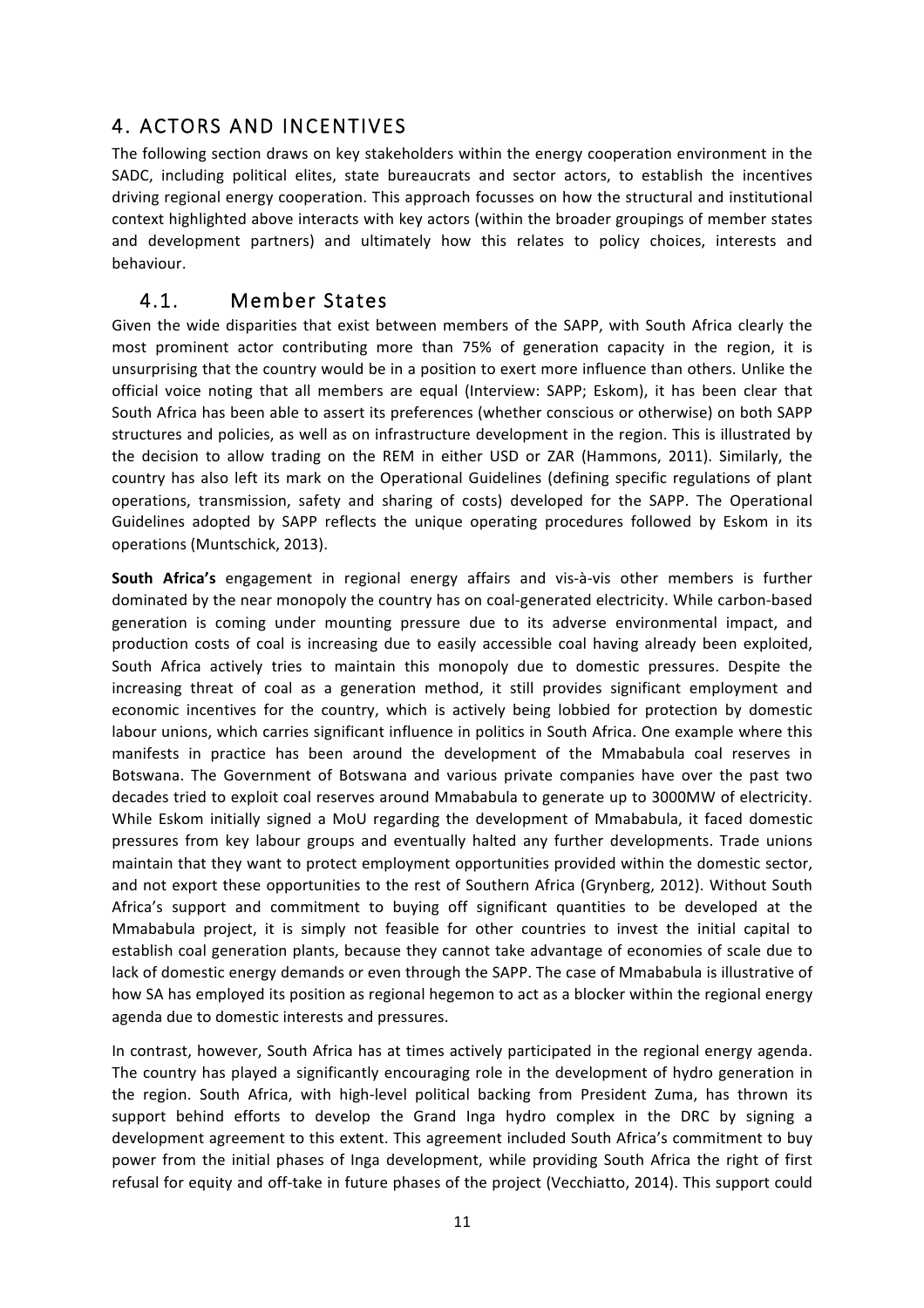## 4. ACTORS AND INCENTIVES

The following section draws on key stakeholders within the energy cooperation environment in the SADC, including political elites, state bureaucrats and sector actors, to establish the incentives driving regional energy cooperation. This approach focusses on how the structural and institutional context highlighted above interacts with key actors (within the broader groupings of member states and development partners) and ultimately how this relates to policy choices, interests and behaviour.

### 4.1. Member States

Given the wide disparities that exist between members of the SAPP, with South Africa clearly the most prominent actor contributing more than 75% of generation capacity in the region, it is unsurprising that the country would be in a position to exert more influence than others. Unlike the official voice noting that all members are equal (Interview: SAPP; Eskom), it has been clear that South Africa has been able to assert its preferences (whether conscious or otherwise) on both SAPP structures and policies, as well as on infrastructure development in the region. This is illustrated by the decision to allow trading on the REM in either USD or ZAR (Hammons, 2011). Similarly, the country has also left its mark on the Operational Guidelines (defining specific regulations of plant operations, transmission, safety and sharing of costs) developed for the SAPP. The Operational Guidelines adopted by SAPP reflects the unique operating procedures followed by Eskom in its operations (Muntschick, 2013).

**South Africa's** engagement in regional energy affairs and vis-à-vis other members is further dominated by the near monopoly the country has on coal-generated electricity. While carbon-based generation is coming under mounting pressure due to its adverse environmental impact, and production costs of coal is increasing due to easily accessible coal having already been exploited, South Africa actively tries to maintain this monopoly due to domestic pressures. Despite the increasing threat of coal as a generation method, it still provides significant employment and economic incentives for the country, which is actively being lobbied for protection by domestic labour unions, which carries significant influence in politics in South Africa. One example where this manifests in practice has been around the development of the Mmabatula coal reserves in Botswana. The Government of Botswana and various private companies have over the past two decades tried to exploit coal reserves around Mmabatula to generate up to 3000MW of electricity. While Eskom initially signed a MoU regarding the development of Mmabatula, it faced domestic pressures from key labour groups and eventually halted any further developments. Trade unions maintain that they want to protect employment opportunities provided within the domestic sector, and not export these opportunities to the rest of Southern Africa (Grynberg, 2012). Without South Africa's support and commitment to buying off significant quantities to be developed at the Mmabatula project, it is simply not feasible for other countries to invest the initial capital to establish coal generation plants, because they cannot take advantage of economies of scale due to lack of domestic energy demands or even through the SAPP. The case of Mmabatula is illustrative of how SA has employed its position as regional hegemon to act as a blocker within the regional energy agenda due to domestic interests and pressures.

In contrast, however, South Africa has at times actively participated in the regional energy agenda. The country has played a significantly encouraging role in the development of hydro generation in the region. South Africa, with high-level political backing from President Zuma, has thrown its support behind efforts to develop the Grand Inga hydro complex in the DRC by signing a development agreement to this extent. This agreement included South Africa's commitment to buy power from the initial phases of Inga development, while providing South Africa the right of first refusal for equity and off-take in future phases of the project (Vecchiatto, 2014). This support could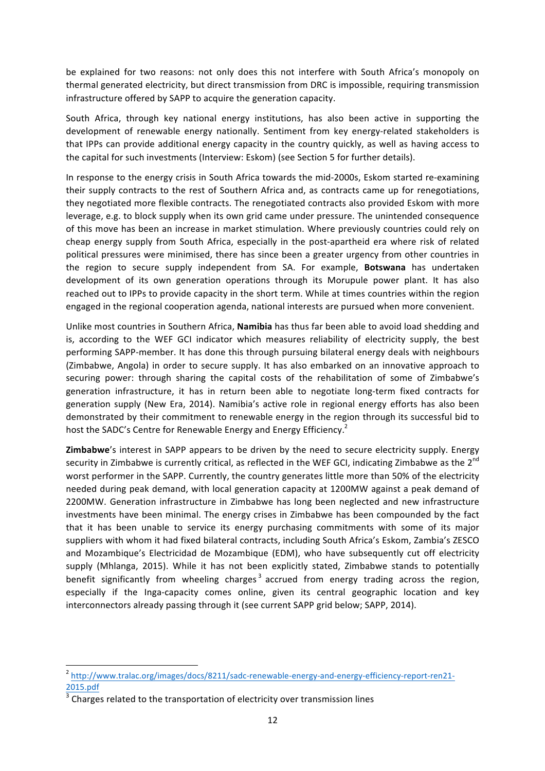be explained for two reasons: not only does this not interfere with South Africa's monopoly on thermal generated electricity, but direct transmission from DRC is impossible, requiring transmission infrastructure offered by SAPP to acquire the generation capacity.

South Africa, through key national energy institutions, has also been active in supporting the development of renewable energy nationally. Sentiment from key energy-related stakeholders is that IPPs can provide additional energy capacity in the country quickly, as well as having access to the capital for such investments (Interview: Eskom) (see Section 5 for further details).

In response to the energy crisis in South Africa towards the mid-2000s, Eskom started re-examining their supply contracts to the rest of Southern Africa and, as contracts came up for renegotiations, they negotiated more flexible contracts. The renegotiated contracts also provided Eskom with more leverage, e.g. to block supply when its own grid came under pressure. The unintended consequence of this move has been an increase in market stimulation. Where previously countries could rely on cheap energy supply from South Africa, especially in the post-apartheid era where risk of related political pressures were minimised, there has since been a greater urgency from other countries in the region to secure supply independent from SA. For example, **Botswana** has undertaken development of its own generation operations through its Morupule power plant. It has also reached out to IPPs to provide capacity in the short term. While at times countries within the region engaged in the regional cooperation agenda, national interests are pursued when more convenient.

Unlike most countries in Southern Africa, **Namibia** has thus far been able to avoid load shedding and is, according to the WEF GCI indicator which measures reliability of electricity supply, the best performing SAPP-member. It has done this through pursuing bilateral energy deals with neighbours (Zimbabwe, Angola) in order to secure supply. It has also embarked on an innovative approach to securing power: through sharing the capital costs of the rehabilitation of some of Zimbabwe's generation infrastructure, it has in return been able to negotiate long-term fixed contracts for generation supply (New Era, 2014). Namibia's active role in regional energy efforts has also been demonstrated by their commitment to renewable energy in the region through its successful bid to host the SADC's Centre for Renewable Energy and Energy Efficiency.[2]

**Zimbabwe**'s interest in SAPP appears to be driven by the need to secure electricity supply. Energy security in Zimbabwe is currently critical, as reflected in the WEF GCI, indicating Zimbabwe as the 2nd worst performer in the SAPP. Currently, the country generates little more than 50% of the electricity needed during peak demand, with local generation capacity at 1200MW against a peak demand of 2200MW. Generation infrastructure in Zimbabwe has long been neglected and new infrastructure investments have been minimal. The energy crises in Zimbabwe has been compounded by the fact that it has been unable to service its energy purchasing commitments with some of its major suppliers with whom it had fixed bilateral contracts, including South Africa's Eskom, Zambia's ZESCO and Mozambique's Electricidad de Mozambique (EDM), who have subsequently cut off electricity supply (Mhlanga, 2015). While it has not been explicitly stated, Zimbabwe stands to potentially benefit significantly from wheeling charges[3] accrued from energy trading across the region, especially if the Inga-capacity comes online, given its central geographic location and key interconnectors already passing through it (see current SAPP grid below; SAPP, 2014).

---

[2] http://www.tralac.org/images/docs/8211/sadc-renewable-energy-and-energy-efficiency-report-ren21-2015.pdf

[3] Charges related to the transportation of electricity over transmission lines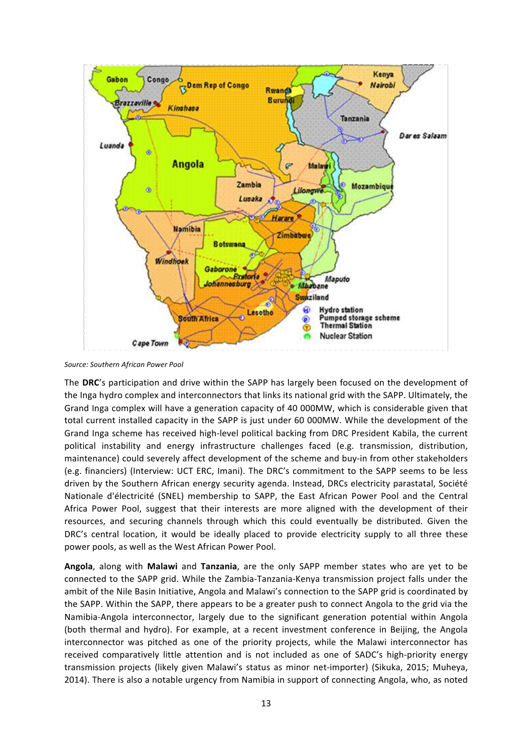Source: Southern African Power Pool

The **DRC**'s participation and drive within the SAPP has largely been focused on the development of the Inga hydro complex and interconnectors that links its national grid with the SAPP. Ultimately, the Grand Inga complex will have a generation capacity of 40 000MW, which is considerable given that total current installed capacity in the SAPP is just under 60 000MW. While the development of the Grand Inga scheme has received high-level political backing from DRC President Kabila, the current political instability and energy infrastructure challenges faced (e.g. transmission, distribution, maintenance) could severely affect development of the scheme and buy-in from other stakeholders (e.g. financiers) (Interview: UCT ERC, Imani). The DRC's commitment to the SAPP seems to be less driven by the Southern African energy security agenda. Instead, DRCs electricity parastatal, Société Nationale d'électricité (SNEL) membership to SAPP, the East African Power Pool and the Central Africa Power Pool, suggest that their interests are more aligned with the development of their resources, and securing channels through which this could eventually be distributed. Given the DRC's central location, it would be ideally placed to provide electricity supply to all three these power pools, as well as the West African Power Pool.

**Angola**, along with **Malawi** and **Tanzania**, are the only SAPP member states who are yet to be connected to the SAPP grid. While the Zambia-Tanzania-Kenya transmission project falls under the ambit of the Nile Basin Initiative, Angola and Malawi's connection to the SAPP grid is coordinated by the SAPP. Within the SAPP, there appears to be a greater push to connect Angola to the grid via the Namibia-Angola interconnector, largely due to the significant generation potential within Angola (both thermal and hydro). For example, at a recent investment conference in Beijing, the Angola interconnector was pitched as one of the priority projects, while the Malawi interconnector has received comparatively little attention and is not included as one of SADC's high-priority energy transmission projects (likely given Malawi's status as minor net-importer) (Sikuka, 2015; Muheya, 2014). There is also a notable urgency from Namibia in support of connecting Angola, who, as noted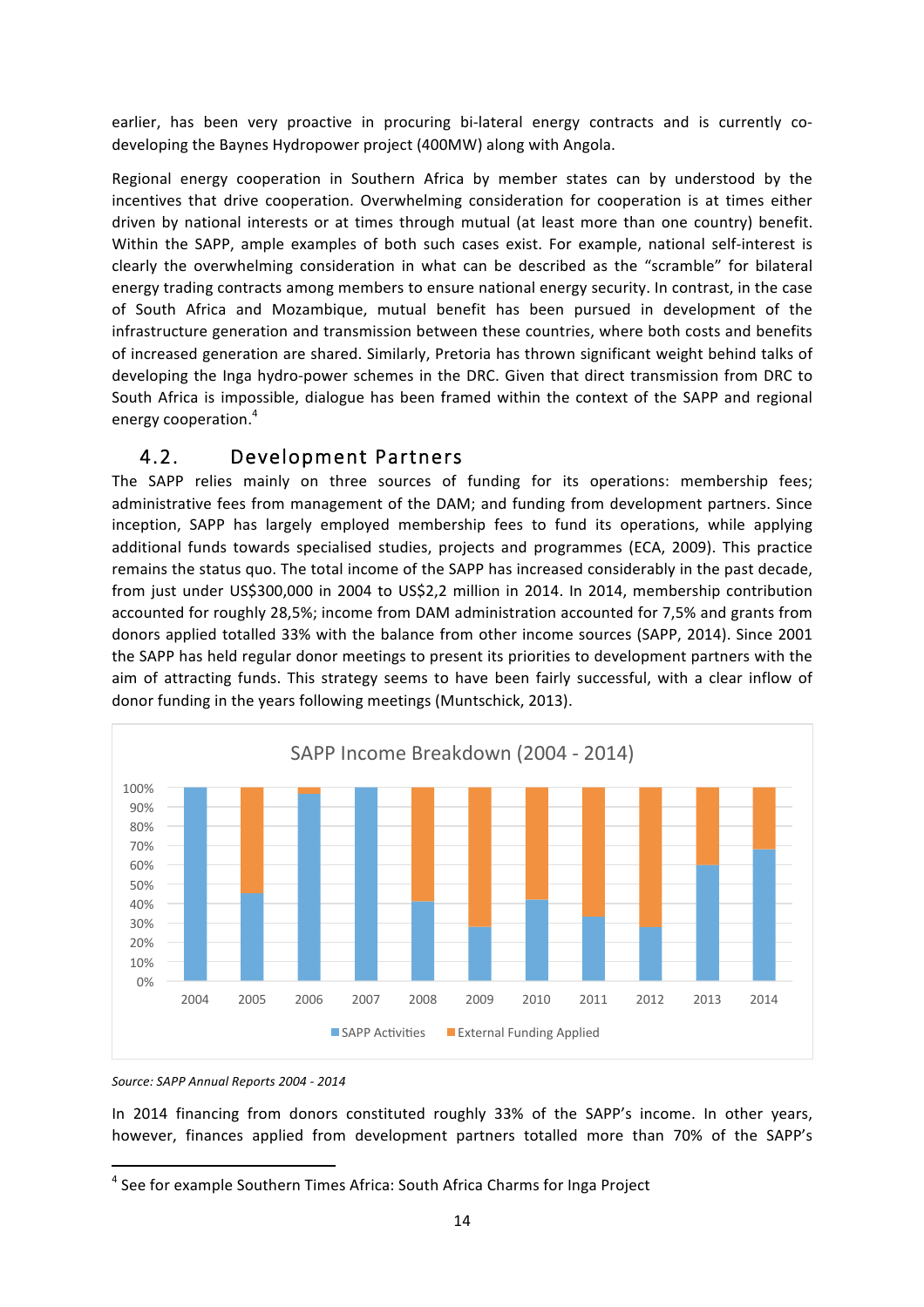earlier, has been very proactive in procuring bi-lateral energy contracts and is currently co-developing the Baynes Hydropower project (400MW) along with Angola.

Regional energy cooperation in Southern Africa by member states can by understood by the incentives that drive cooperation. Overwhelming consideration for cooperation is at times either driven by national interests or at times through mutual (at least more than one country) benefit. Within the SAPP, ample examples of both such cases exist. For example, national self-interest is clearly the overwhelming consideration in what can be described as the "scramble" for bilateral energy trading contracts among members to ensure national energy security. In contrast, in the case of South Africa and Mozambique, mutual benefit has been pursued in development of the infrastructure generation and transmission between these countries, where both costs and benefits of increased generation are shared. Similarly, Pretoria has thrown significant weight behind talks of developing the Inga hydro-power schemes in the DRC. Given that direct transmission from DRC to South Africa is impossible, dialogue has been framed within the context of the SAPP and regional energy cooperation.[4]

## 4.2. Development Partners

The SAPP relies mainly on three sources of funding for its operations: membership fees; administrative fees from management of the DAM; and funding from development partners. Since inception, SAPP has largely employed membership fees to fund its operations, while applying additional funds towards specialised studies, projects and programmes (ECA, 2009). This practice remains the status quo. The total income of the SAPP has increased considerably in the past decade, from just under US$300,000 in 2004 to US$2,2 million in 2014. In 2014, membership contribution accounted for roughly 28,5%; income from DAM administration accounted for 7,5% and grants from donors applied totalled 33% with the balance from other income sources (SAPP, 2014). Since 2001 the SAPP has held regular donor meetings to present its priorities to development partners with the aim of attracting funds. This strategy seems to have been fairly successful, with a clear inflow of donor funding in the years following meetings (Muntschick, 2013).

SAPP Income Breakdown (2004 - 2014)

*Source: SAPP Annual Reports 2004 - 2014*

In 2014 financing from donors constituted roughly 33% of the SAPP's income. In other years, however, finances applied from development partners totalled more than 70% of the SAPP's

[4] See for example Southern Times Africa: South Africa Charms for Inga Project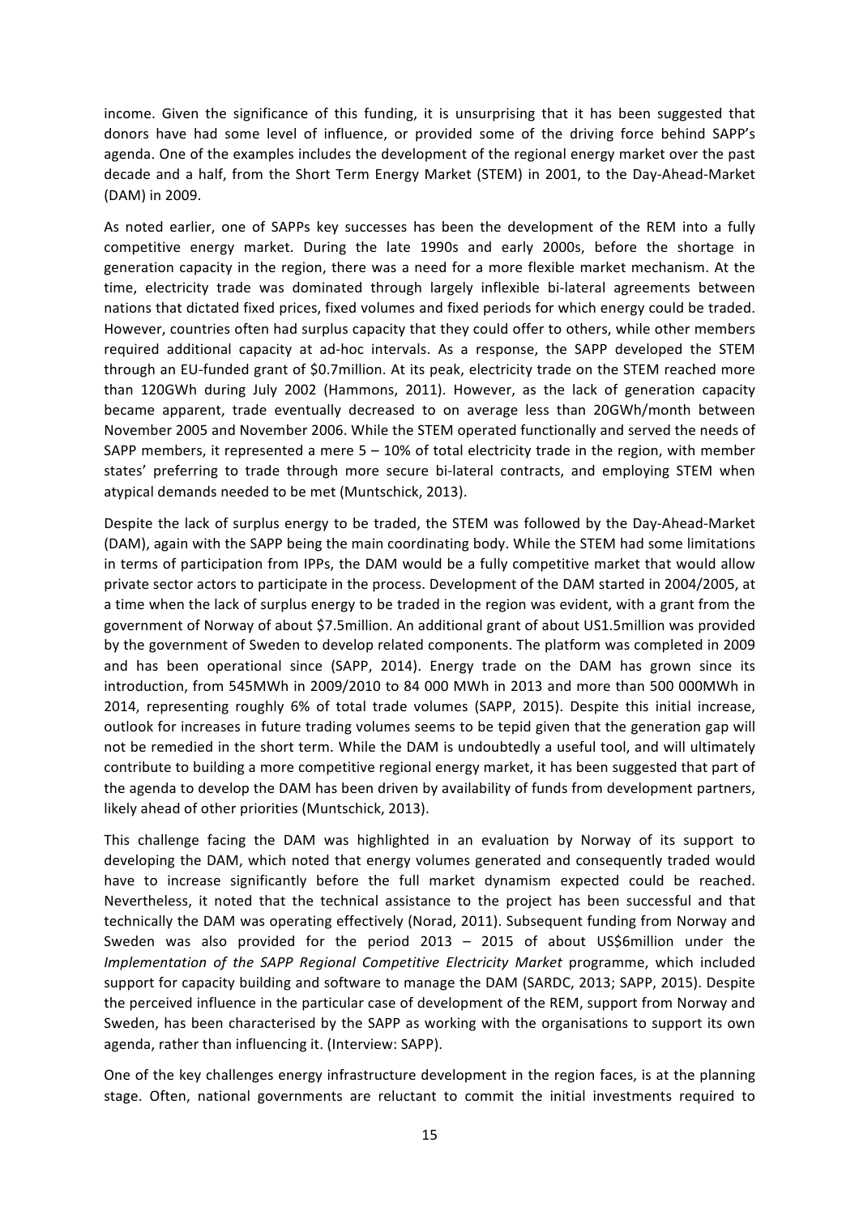income. Given the significance of this funding, it is unsurprising that it has been suggested that donors have had some level of influence, or provided some of the driving force behind SAPP's agenda. One of the examples includes the development of the regional energy market over the past decade and a half, from the Short Term Energy Market (STEM) in 2001, to the Day-Ahead-Market (DAM) in 2009.

As noted earlier, one of SAPPs key successes has been the development of the REM into a fully competitive energy market. During the late 1990s and early 2000s, before the shortage in generation capacity in the region, there was a need for a more flexible market mechanism. At the time, electricity trade was dominated through largely inflexible bi-lateral agreements between nations that dictated fixed prices, fixed volumes and fixed periods for which energy could be traded. However, countries often had surplus capacity that they could offer to others, while other members required additional capacity at ad-hoc intervals. As a response, the SAPP developed the STEM through an EU-funded grant of $0.7million. At its peak, electricity trade on the STEM reached more than 120GWh during July 2002 (Hammons, 2011). However, as the lack of generation capacity became apparent, trade eventually decreased to on average less than 20GWh/month between November 2005 and November 2006. While the STEM operated functionally and served the needs of SAPP members, it represented a mere 5 – 10% of total electricity trade in the region, with member states' preferring to trade through more secure bi-lateral contracts, and employing STEM when atypical demands needed to be met (Muntschick, 2013).

Despite the lack of surplus energy to be traded, the STEM was followed by the Day-Ahead-Market (DAM), again with the SAPP being the main coordinating body. While the STEM had some limitations in terms of participation from IPPs, the DAM would be a fully competitive market that would allow private sector actors to participate in the process. Development of the DAM started in 2004/2005, at a time when the lack of surplus energy to be traded in the region was evident, with a grant from the government of Norway of about $7.5million. An additional grant of about US1.5million was provided by the government of Sweden to develop related components. The platform was completed in 2009 and has been operational since (SAPP, 2014). Energy trade on the DAM has grown since its introduction, from 545MWh in 2009/2010 to 84 000 MWh in 2013 and more than 500 000MWh in 2014, representing roughly 6% of total trade volumes (SAPP, 2015). Despite this initial increase, outlook for increases in future trading volumes seems to be tepid given that the generation gap will not be remedied in the short term. While the DAM is undoubtedly a useful tool, and will ultimately contribute to building a more competitive regional energy market, it has been suggested that part of the agenda to develop the DAM has been driven by availability of funds from development partners, likely ahead of other priorities (Muntschick, 2013).

This challenge facing the DAM was highlighted in an evaluation by Norway of its support to developing the DAM, which noted that energy volumes generated and consequently traded would have to increase significantly before the full market dynamism expected could be reached. Nevertheless, it noted that the technical assistance to the project has been successful and that technically the DAM was operating effectively (Norad, 2011). Subsequent funding from Norway and Sweden was also provided for the period 2013 – 2015 of about US$6million under the *Implementation of the SAPP Regional Competitive Electricity Market* programme, which included support for capacity building and software to manage the DAM (SARDC, 2013; SAPP, 2015). Despite the perceived influence in the particular case of development of the REM, support from Norway and Sweden, has been characterised by the SAPP as working with the organisations to support its own agenda, rather than influencing it. (Interview: SAPP).

One of the key challenges energy infrastructure development in the region faces, is at the planning stage. Often, national governments are reluctant to commit the initial investments required to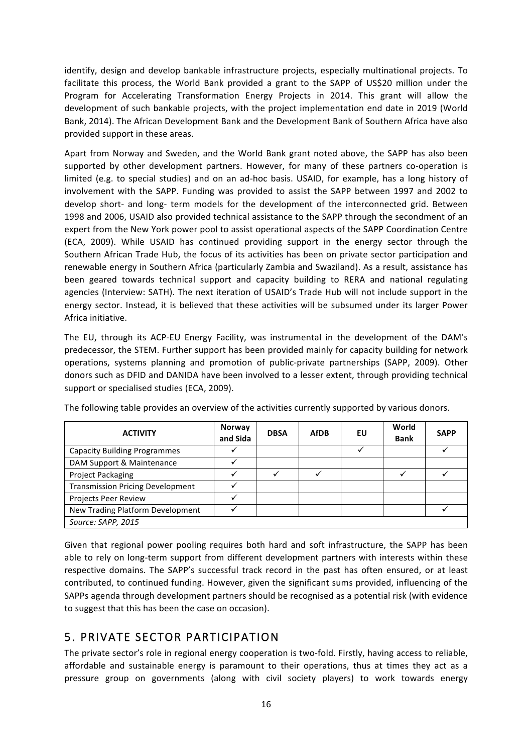identify, design and develop bankable infrastructure projects, especially multinational projects. To facilitate this process, the World Bank provided a grant to the SAPP of US$20 million under the Program for Accelerating Transformation Energy Projects in 2014. This grant will allow the development of such bankable projects, with the project implementation end date in 2019 (World Bank, 2014). The African Development Bank and the Development Bank of Southern Africa have also provided support in these areas.

Apart from Norway and Sweden, and the World Bank grant noted above, the SAPP has also been supported by other development partners. However, for many of these partners co-operation is limited (e.g. to special studies) and on an ad-hoc basis. USAID, for example, has a long history of involvement with the SAPP. Funding was provided to assist the SAPP between 1997 and 2002 to develop short- and long- term models for the development of the interconnected grid. Between 1998 and 2006, USAID also provided technical assistance to the SAPP through the secondment of an expert from the New York power pool to assist operational aspects of the SAPP Coordination Centre (ECA, 2009). While USAID has continued providing support in the energy sector through the Southern African Trade Hub, the focus of its activities has been on private sector participation and renewable energy in Southern Africa (particularly Zambia and Swaziland). As a result, assistance has been geared towards technical support and capacity building to RERA and national regulating agencies (Interview: SATH). The next iteration of USAID's Trade Hub will not include support in the energy sector. Instead, it is believed that these activities will be subsumed under its larger Power Africa initiative.

The EU, through its ACP-EU Energy Facility, was instrumental in the development of the DAM's predecessor, the STEM. Further support has been provided mainly for capacity building for network operations, systems planning and promotion of public-private partnerships (SAPP, 2009). Other donors such as DFID and DANIDA have been involved to a lesser extent, through providing technical support or specialised studies (ECA, 2009).

The following table provides an overview of the activities currently supported by various donors.

| ACTIVITY | Norway and Sida | DBSA | AfDB | EU | World Bank | SAPP |
|---|---|---|---|---|---|---|
| Capacity Building Programmes | ✓ | | | ✓ | | ✓ |
| DAM Support & Maintenance | ✓ | | | | | |
| Project Packaging | ✓ | ✓ | ✓ | | ✓ | ✓ |
| Transmission Pricing Development | ✓ | | | | | |
| Projects Peer Review | ✓ | | | | | |
| New Trading Platform Development | ✓ | | | | | ✓ |
| *Source: SAPP, 2015* | | | | | | |

Given that regional power pooling requires both hard and soft infrastructure, the SAPP has been able to rely on long-term support from different development partners with interests within these respective domains. The SAPP's successful track record in the past has often ensured, or at least contributed, to continued funding. However, given the significant sums provided, influencing of the SAPPs agenda through development partners should be recognised as a potential risk (with evidence to suggest that this has been the case on occasion).

## 5. PRIVATE SECTOR PARTICIPATION

The private sector's role in regional energy cooperation is two-fold. Firstly, having access to reliable, affordable and sustainable energy is paramount to their operations, thus at times they act as a pressure group on governments (along with civil society players) to work towards energy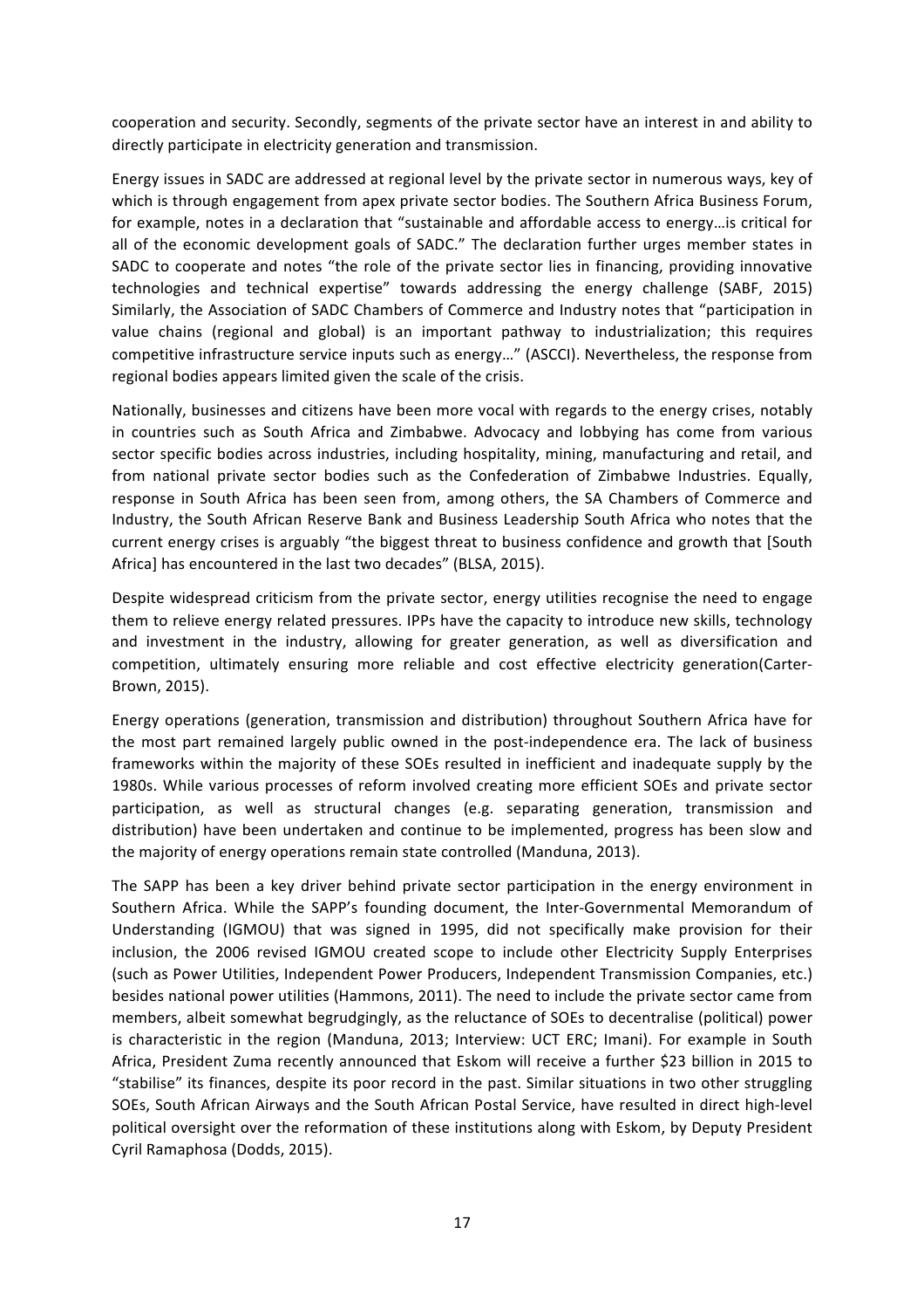cooperation and security. Secondly, segments of the private sector have an interest in and ability to directly participate in electricity generation and transmission.

Energy issues in SADC are addressed at regional level by the private sector in numerous ways, key of which is through engagement from apex private sector bodies. The Southern Africa Business Forum, for example, notes in a declaration that "sustainable and affordable access to energy…is critical for all of the economic development goals of SADC." The declaration further urges member states in SADC to cooperate and notes "the role of the private sector lies in financing, providing innovative technologies and technical expertise" towards addressing the energy challenge (SABF, 2015) Similarly, the Association of SADC Chambers of Commerce and Industry notes that "participation in value chains (regional and global) is an important pathway to industrialization; this requires competitive infrastructure service inputs such as energy…" (ASCCI). Nevertheless, the response from regional bodies appears limited given the scale of the crisis.

Nationally, businesses and citizens have been more vocal with regards to the energy crises, notably in countries such as South Africa and Zimbabwe. Advocacy and lobbying has come from various sector specific bodies across industries, including hospitality, mining, manufacturing and retail, and from national private sector bodies such as the Confederation of Zimbabwe Industries. Equally, response in South Africa has been seen from, among others, the SA Chambers of Commerce and Industry, the South African Reserve Bank and Business Leadership South Africa who notes that the current energy crises is arguably "the biggest threat to business confidence and growth that [South Africa] has encountered in the last two decades" (BLSA, 2015).

Despite widespread criticism from the private sector, energy utilities recognise the need to engage them to relieve energy related pressures. IPPs have the capacity to introduce new skills, technology and investment in the industry, allowing for greater generation, as well as diversification and competition, ultimately ensuring more reliable and cost effective electricity generation(Carter-Brown, 2015).

Energy operations (generation, transmission and distribution) throughout Southern Africa have for the most part remained largely public owned in the post-independence era. The lack of business frameworks within the majority of these SOEs resulted in inefficient and inadequate supply by the 1980s. While various processes of reform involved creating more efficient SOEs and private sector participation, as well as structural changes (e.g. separating generation, transmission and distribution) have been undertaken and continue to be implemented, progress has been slow and the majority of energy operations remain state controlled (Manduna, 2013).

The SAPP has been a key driver behind private sector participation in the energy environment in Southern Africa. While the SAPP's founding document, the Inter-Governmental Memorandum of Understanding (IGMOU) that was signed in 1995, did not specifically make provision for their inclusion, the 2006 revised IGMOU created scope to include other Electricity Supply Enterprises (such as Power Utilities, Independent Power Producers, Independent Transmission Companies, etc.) besides national power utilities (Hammons, 2011). The need to include the private sector came from members, albeit somewhat begrudgingly, as the reluctance of SOEs to decentralise (political) power is characteristic in the region (Manduna, 2013; Interview: UCT ERC; Imani). For example in South Africa, President Zuma recently announced that Eskom will receive a further $23 billion in 2015 to "stabilise" its finances, despite its poor record in the past. Similar situations in two other struggling SOEs, South African Airways and the South African Postal Service, have resulted in direct high-level political oversight over the reformation of these institutions along with Eskom, by Deputy President Cyril Ramaphosa (Dodds, 2015).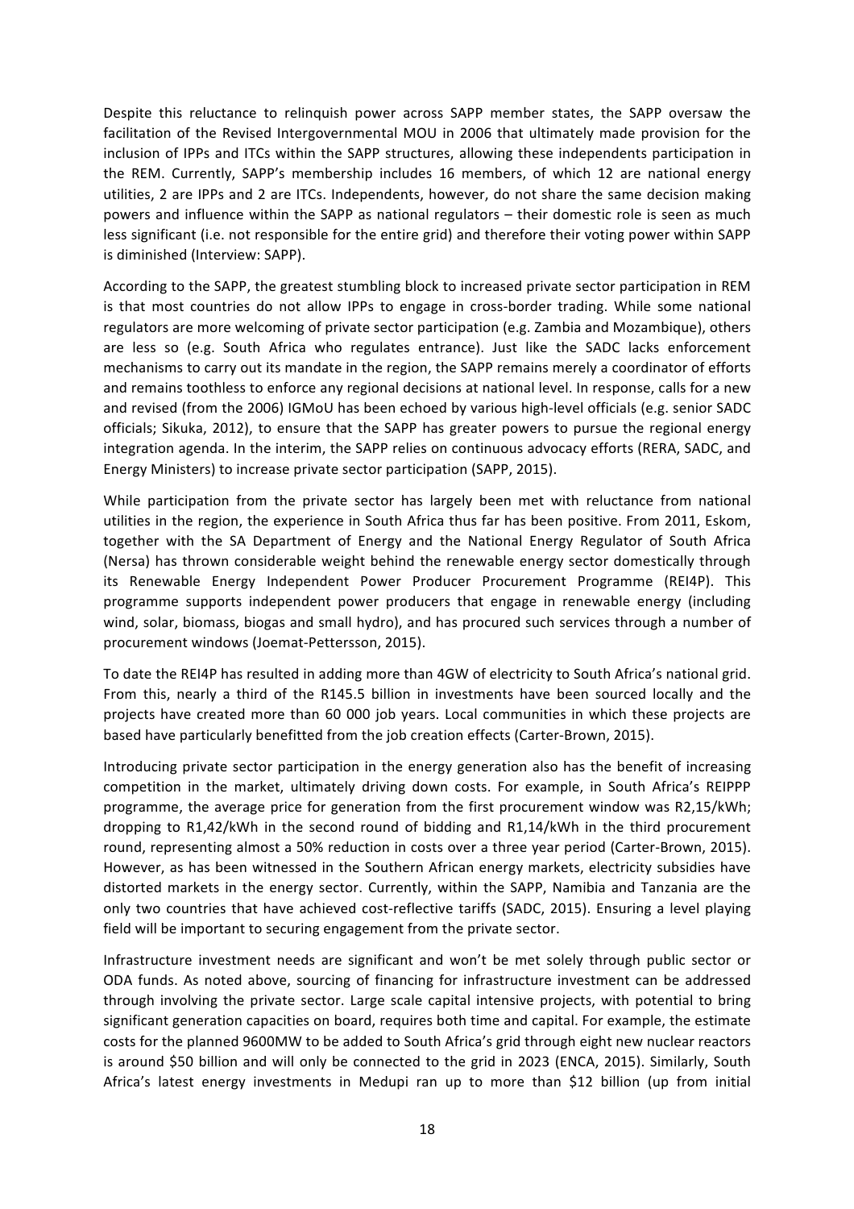Despite this reluctance to relinquish power across SAPP member states, the SAPP oversaw the facilitation of the Revised Intergovernmental MOU in 2006 that ultimately made provision for the inclusion of IPPs and ITCs within the SAPP structures, allowing these independents participation in the REM. Currently, SAPP's membership includes 16 members, of which 12 are national energy utilities, 2 are IPPs and 2 are ITCs. Independents, however, do not share the same decision making powers and influence within the SAPP as national regulators – their domestic role is seen as much less significant (i.e. not responsible for the entire grid) and therefore their voting power within SAPP is diminished (Interview: SAPP).

According to the SAPP, the greatest stumbling block to increased private sector participation in REM is that most countries do not allow IPPs to engage in cross-border trading. While some national regulators are more welcoming of private sector participation (e.g. Zambia and Mozambique), others are less so (e.g. South Africa who regulates entrance). Just like the SADC lacks enforcement mechanisms to carry out its mandate in the region, the SAPP remains merely a coordinator of efforts and remains toothless to enforce any regional decisions at national level. In response, calls for a new and revised (from the 2006) IGMoU has been echoed by various high-level officials (e.g. senior SADC officials; Sikuka, 2012), to ensure that the SAPP has greater powers to pursue the regional energy integration agenda. In the interim, the SAPP relies on continuous advocacy efforts (RERA, SADC, and Energy Ministers) to increase private sector participation (SAPP, 2015).

While participation from the private sector has largely been met with reluctance from national utilities in the region, the experience in South Africa thus far has been positive. From 2011, Eskom, together with the SA Department of Energy and the National Energy Regulator of South Africa (Nersa) has thrown considerable weight behind the renewable energy sector domestically through its Renewable Energy Independent Power Producer Procurement Programme (REI4P). This programme supports independent power producers that engage in renewable energy (including wind, solar, biomass, biogas and small hydro), and has procured such services through a number of procurement windows (Joemat-Pettersson, 2015).

To date the REI4P has resulted in adding more than 4GW of electricity to South Africa's national grid. From this, nearly a third of the R145.5 billion in investments have been sourced locally and the projects have created more than 60 000 job years. Local communities in which these projects are based have particularly benefitted from the job creation effects (Carter-Brown, 2015).

Introducing private sector participation in the energy generation also has the benefit of increasing competition in the market, ultimately driving down costs. For example, in South Africa's REIPPP programme, the average price for generation from the first procurement window was R2,15/kWh; dropping to R1,42/kWh in the second round of bidding and R1,14/kWh in the third procurement round, representing almost a 50% reduction in costs over a three year period (Carter-Brown, 2015). However, as has been witnessed in the Southern African energy markets, electricity subsidies have distorted markets in the energy sector. Currently, within the SAPP, Namibia and Tanzania are the only two countries that have achieved cost-reflective tariffs (SADC, 2015). Ensuring a level playing field will be important to securing engagement from the private sector.

Infrastructure investment needs are significant and won't be met solely through public sector or ODA funds. As noted above, sourcing of financing for infrastructure investment can be addressed through involving the private sector. Large scale capital intensive projects, with potential to bring significant generation capacities on board, requires both time and capital. For example, the estimate costs for the planned 9600MW to be added to South Africa's grid through eight new nuclear reactors is around \$50 billion and will only be connected to the grid in 2023 (ENCA, 2015). Similarly, South Africa's latest energy investments in Medupi ran up to more than \$12 billion (up from initial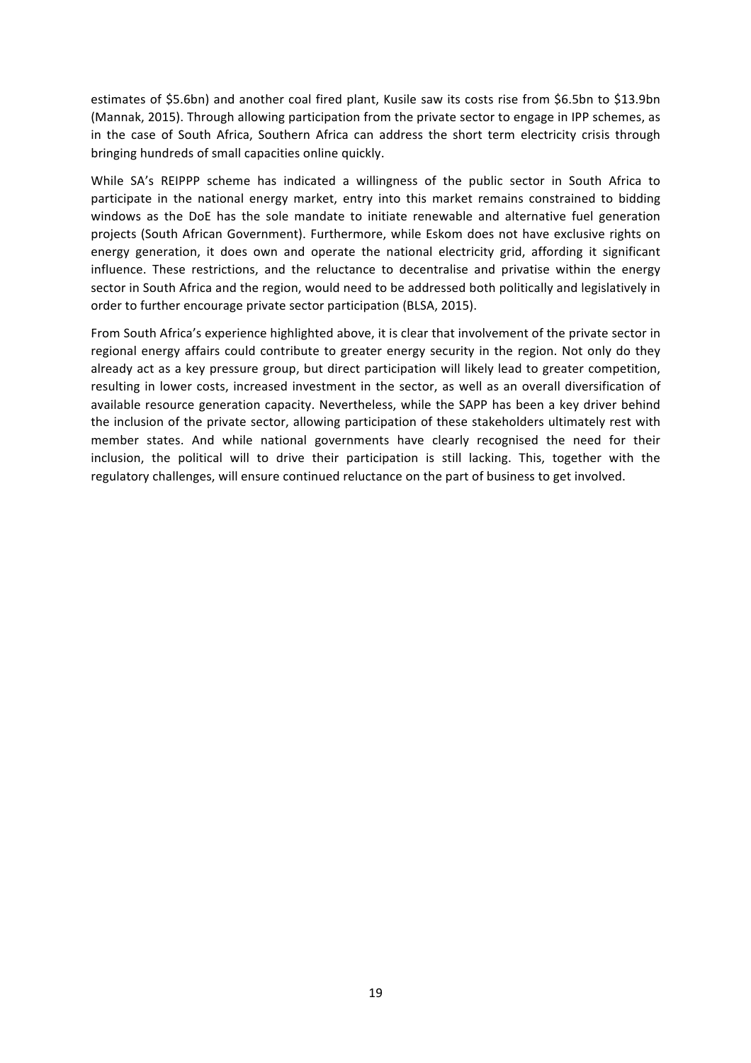estimates of \$5.6bn) and another coal fired plant, Kusile saw its costs rise from \$6.5bn to \$13.9bn (Mannak, 2015). Through allowing participation from the private sector to engage in IPP schemes, as in the case of South Africa, Southern Africa can address the short term electricity crisis through bringing hundreds of small capacities online quickly.

While SA's REIPPP scheme has indicated a willingness of the public sector in South Africa to participate in the national energy market, entry into this market remains constrained to bidding windows as the DoE has the sole mandate to initiate renewable and alternative fuel generation projects (South African Government). Furthermore, while Eskom does not have exclusive rights on energy generation, it does own and operate the national electricity grid, affording it significant influence. These restrictions, and the reluctance to decentralise and privatise within the energy sector in South Africa and the region, would need to be addressed both politically and legislatively in order to further encourage private sector participation (BLSA, 2015).

From South Africa's experience highlighted above, it is clear that involvement of the private sector in regional energy affairs could contribute to greater energy security in the region. Not only do they already act as a key pressure group, but direct participation will likely lead to greater competition, resulting in lower costs, increased investment in the sector, as well as an overall diversification of available resource generation capacity. Nevertheless, while the SAPP has been a key driver behind the inclusion of the private sector, allowing participation of these stakeholders ultimately rest with member states. And while national governments have clearly recognised the need for their inclusion, the political will to drive their participation is still lacking. This, together with the regulatory challenges, will ensure continued reluctance on the part of business to get involved.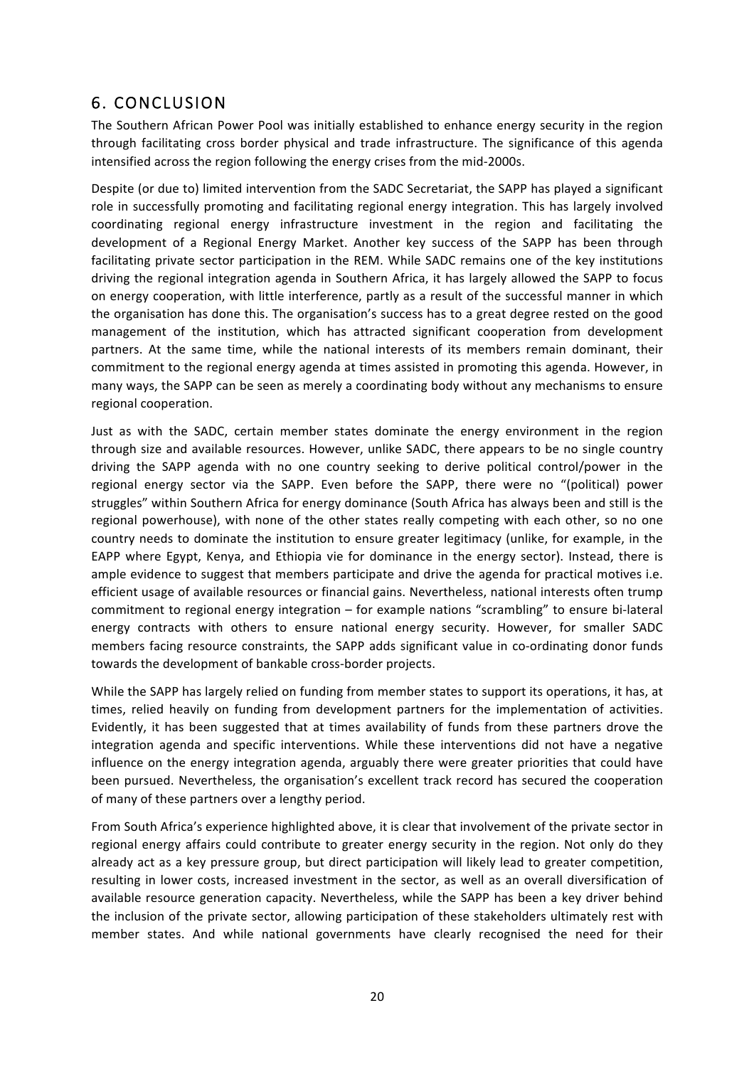## 6. CONCLUSION

The Southern African Power Pool was initially established to enhance energy security in the region through facilitating cross border physical and trade infrastructure. The significance of this agenda intensified across the region following the energy crises from the mid-2000s.

Despite (or due to) limited intervention from the SADC Secretariat, the SAPP has played a significant role in successfully promoting and facilitating regional energy integration. This has largely involved coordinating regional energy infrastructure investment in the region and facilitating the development of a Regional Energy Market. Another key success of the SAPP has been through facilitating private sector participation in the REM. While SADC remains one of the key institutions driving the regional integration agenda in Southern Africa, it has largely allowed the SAPP to focus on energy cooperation, with little interference, partly as a result of the successful manner in which the organisation has done this. The organisation's success has to a great degree rested on the good management of the institution, which has attracted significant cooperation from development partners. At the same time, while the national interests of its members remain dominant, their commitment to the regional energy agenda at times assisted in promoting this agenda. However, in many ways, the SAPP can be seen as merely a coordinating body without any mechanisms to ensure regional cooperation.

Just as with the SADC, certain member states dominate the energy environment in the region through size and available resources. However, unlike SADC, there appears to be no single country driving the SAPP agenda with no one country seeking to derive political control/power in the regional energy sector via the SAPP. Even before the SAPP, there were no "(political) power struggles" within Southern Africa for energy dominance (South Africa has always been and still is the regional powerhouse), with none of the other states really competing with each other, so no one country needs to dominate the institution to ensure greater legitimacy (unlike, for example, in the EAPP where Egypt, Kenya, and Ethiopia vie for dominance in the energy sector). Instead, there is ample evidence to suggest that members participate and drive the agenda for practical motives i.e. efficient usage of available resources or financial gains. Nevertheless, national interests often trump commitment to regional energy integration – for example nations "scrambling" to ensure bi-lateral energy contracts with others to ensure national energy security. However, for smaller SADC members facing resource constraints, the SAPP adds significant value in co-ordinating donor funds towards the development of bankable cross-border projects.

While the SAPP has largely relied on funding from member states to support its operations, it has, at times, relied heavily on funding from development partners for the implementation of activities. Evidently, it has been suggested that at times availability of funds from these partners drove the integration agenda and specific interventions. While these interventions did not have a negative influence on the energy integration agenda, arguably there were greater priorities that could have been pursued. Nevertheless, the organisation's excellent track record has secured the cooperation of many of these partners over a lengthy period.

From South Africa's experience highlighted above, it is clear that involvement of the private sector in regional energy affairs could contribute to greater energy security in the region. Not only do they already act as a key pressure group, but direct participation will likely lead to greater competition, resulting in lower costs, increased investment in the sector, as well as an overall diversification of available resource generation capacity. Nevertheless, while the SAPP has been a key driver behind the inclusion of the private sector, allowing participation of these stakeholders ultimately rest with member states. And while national governments have clearly recognised the need for their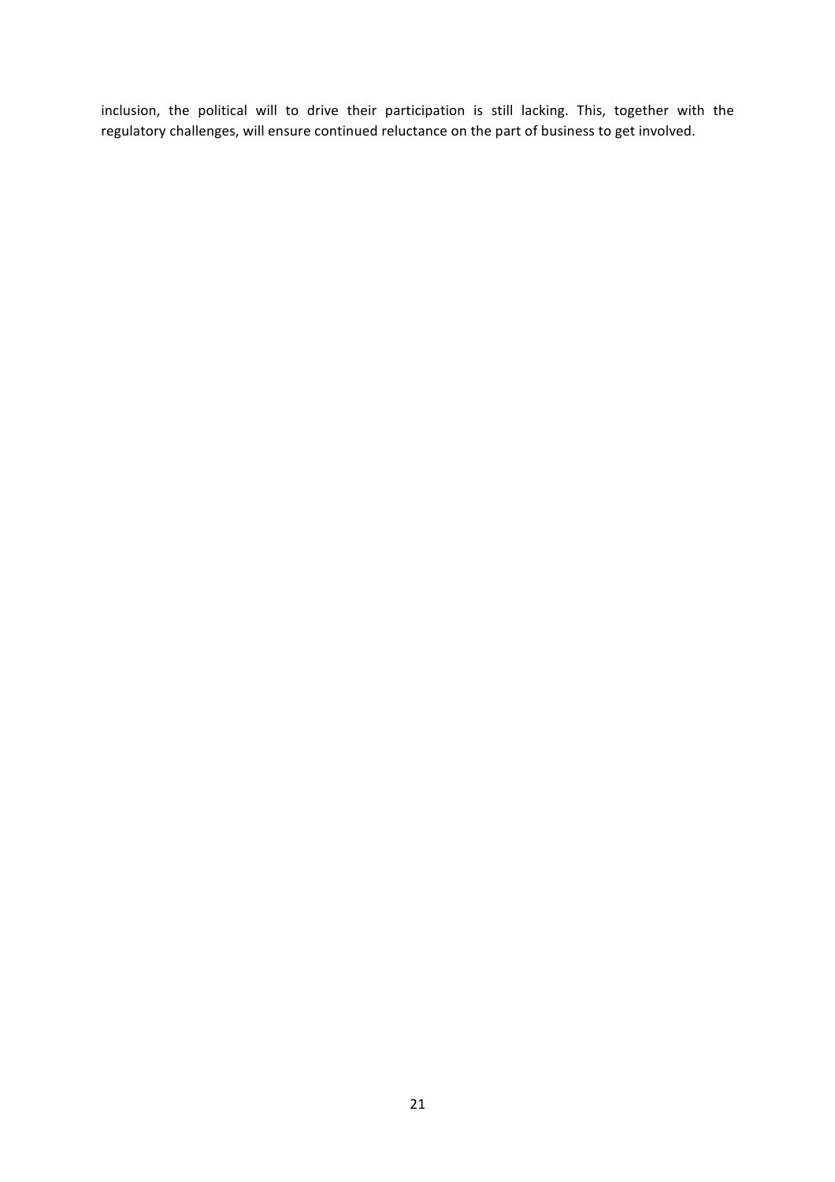inclusion, the political will to drive their participation is still lacking. This, together with the regulatory challenges, will ensure continued reluctance on the part of business to get involved.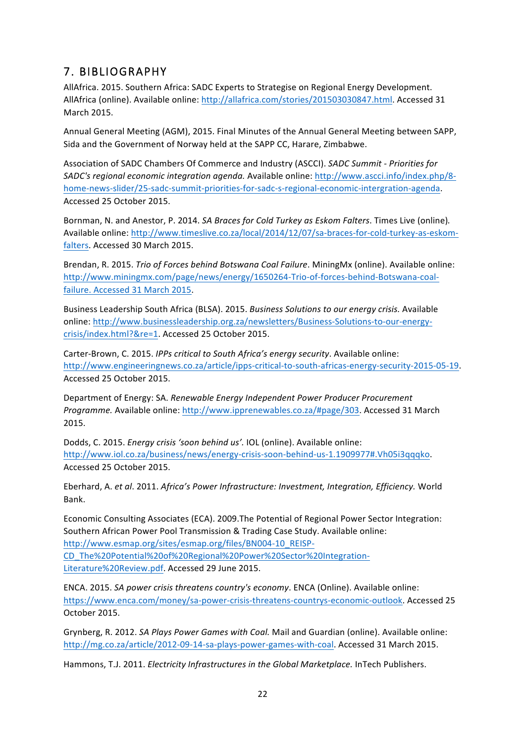## 7. BIBLIOGRAPHY

AllAfrica. 2015. Southern Africa: SADC Experts to Strategise on Regional Energy Development. AllAfrica (online). Available online: http://allafrica.com/stories/201503030847.html. Accessed 31 March 2015.

Annual General Meeting (AGM), 2015. Final Minutes of the Annual General Meeting between SAPP, Sida and the Government of Norway held at the SAPP CC, Harare, Zimbabwe.

Association of SADC Chambers Of Commerce and Industry (ASCCI). *SADC Summit - Priorities for SADC's regional economic integration agenda.* Available online: http://www.ascci.info/index.php/8-home-news-slider/25-sadc-summit-priorities-for-sadc-s-regional-economic-intergration-agenda. Accessed 25 October 2015.

Bornman, N. and Anestor, P. 2014. *SA Braces for Cold Turkey as Eskom Falters*. Times Live (online). Available online: http://www.timeslive.co.za/local/2014/12/07/sa-braces-for-cold-turkey-as-eskom-falters. Accessed 30 March 2015.

Brendan, R. 2015. *Trio of Forces behind Botswana Coal Failure*. MiningMx (online). Available online: http://www.miningmx.com/page/news/energy/1650264-Trio-of-forces-behind-Botswana-coal-failure. Accessed 31 March 2015.

Business Leadership South Africa (BLSA). 2015. *Business Solutions to our energy crisis.* Available online: http://www.businessleadership.org.za/newsletters/Business-Solutions-to-our-energy-crisis/index.html?&re=1. Accessed 25 October 2015.

Carter-Brown, C. 2015. *IPPs critical to South Africa's energy security*. Available online: http://www.engineeringnews.co.za/article/ipps-critical-to-south-africas-energy-security-2015-05-19. Accessed 25 October 2015.

Department of Energy: SA. *Renewable Energy Independent Power Producer Procurement Programme.* Available online: http://www.ipprenewables.co.za/#page/303. Accessed 31 March 2015.

Dodds, C. 2015. *Energy crisis 'soon behind us'.* IOL (online). Available online: http://www.iol.co.za/business/news/energy-crisis-soon-behind-us-1.1909977#.Vh05i3qqqko. Accessed 25 October 2015.

Eberhard, A. *et al*. 2011. *Africa's Power Infrastructure: Investment, Integration, Efficiency.* World Bank.

Economic Consulting Associates (ECA). 2009.The Potential of Regional Power Sector Integration: Southern African Power Pool Transmission & Trading Case Study. Available online: http://www.esmap.org/sites/esmap.org/files/BN004-10_REISP-CD_The%20Potential%20of%20Regional%20Power%20Sector%20Integration-Literature%20Review.pdf. Accessed 29 June 2015.

ENCA. 2015. *SA power crisis threatens country's economy*. ENCA (Online). Available online: https://www.enca.com/money/sa-power-crisis-threatens-countrys-economic-outlook. Accessed 25 October 2015.

Grynberg, R. 2012. *SA Plays Power Games with Coal.* Mail and Guardian (online). Available online: http://mg.co.za/article/2012-09-14-sa-plays-power-games-with-coal. Accessed 31 March 2015.

Hammons, T.J. 2011. *Electricity Infrastructures in the Global Marketplace.* InTech Publishers.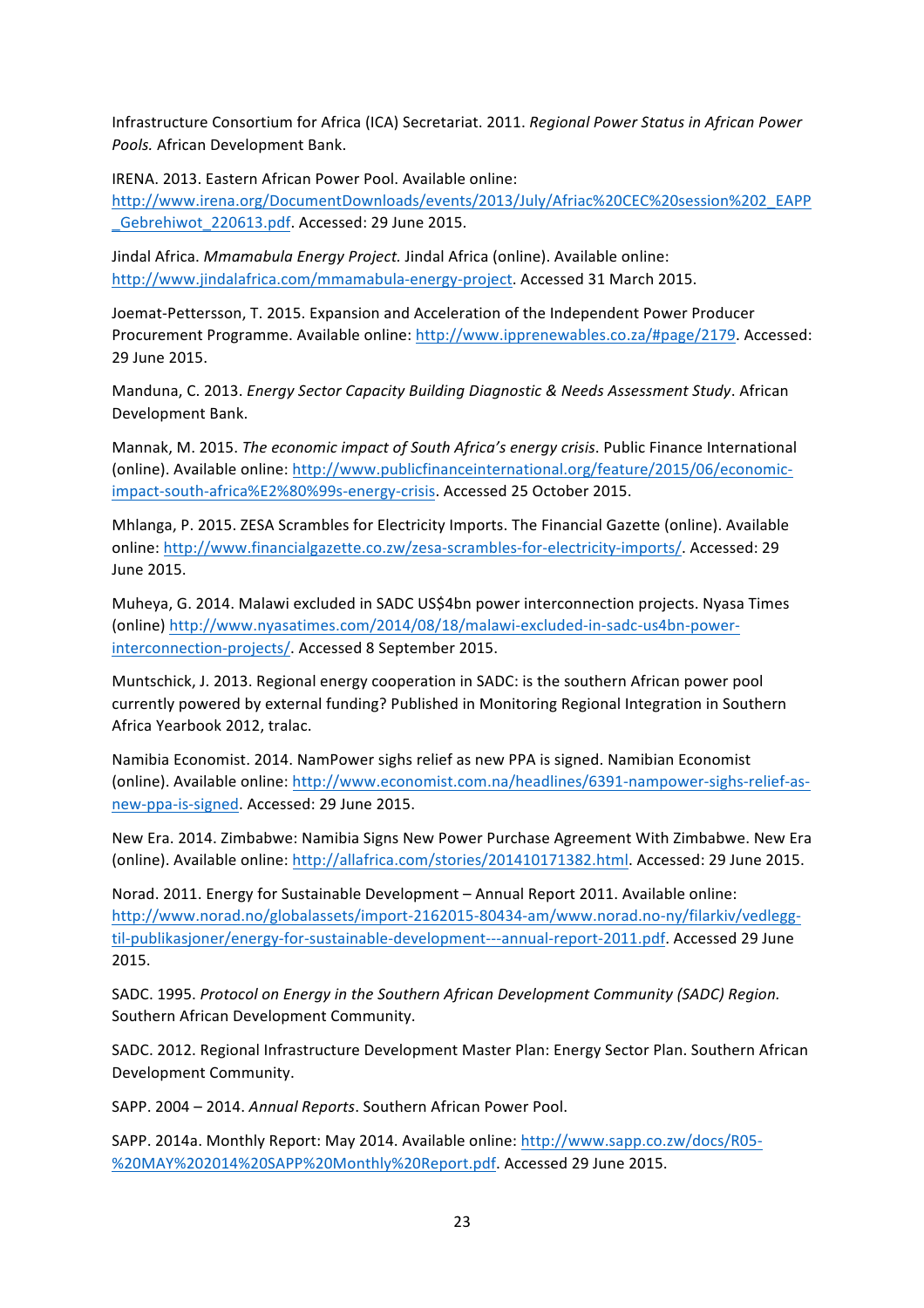Infrastructure Consortium for Africa (ICA) Secretariat. 2011. *Regional Power Status in African Power Pools.* African Development Bank.

IRENA. 2013. Eastern African Power Pool. Available online: http://www.irena.org/DocumentDownloads/events/2013/July/Afriac%20CEC%20session%202_EAPP_Gebrehiwot_220613.pdf. Accessed: 29 June 2015.

Jindal Africa. *Mmamabula Energy Project.* Jindal Africa (online). Available online: http://www.jindalafrica.com/mmamabula-energy-project. Accessed 31 March 2015.

Joemat-Pettersson, T. 2015. Expansion and Acceleration of the Independent Power Producer Procurement Programme. Available online: http://www.ipprenewables.co.za/#page/2179. Accessed: 29 June 2015.

Manduna, C. 2013. *Energy Sector Capacity Building Diagnostic & Needs Assessment Study*. African Development Bank.

Mannak, M. 2015. *The economic impact of South Africa's energy crisis*. Public Finance International (online). Available online: http://www.publicfinanceinternational.org/feature/2015/06/economic-impact-south-africa%E2%80%99s-energy-crisis. Accessed 25 October 2015.

Mhlanga, P. 2015. ZESA Scrambles for Electricity Imports. The Financial Gazette (online). Available online: http://www.financialgazette.co.zw/zesa-scrambles-for-electricity-imports/. Accessed: 29 June 2015.

Muheya, G. 2014. Malawi excluded in SADC US$4bn power interconnection projects. Nyasa Times (online) http://www.nyasatimes.com/2014/08/18/malawi-excluded-in-sadc-us4bn-power-interconnection-projects/. Accessed 8 September 2015.

Muntschick, J. 2013. Regional energy cooperation in SADC: is the southern African power pool currently powered by external funding? Published in Monitoring Regional Integration in Southern Africa Yearbook 2012, tralac.

Namibia Economist. 2014. NamPower sighs relief as new PPA is signed. Namibian Economist (online). Available online: http://www.economist.com.na/headlines/6391-nampower-sighs-relief-as-new-ppa-is-signed. Accessed: 29 June 2015.

New Era. 2014. Zimbabwe: Namibia Signs New Power Purchase Agreement With Zimbabwe. New Era (online). Available online: http://allafrica.com/stories/201410171382.html. Accessed: 29 June 2015.

Norad. 2011. Energy for Sustainable Development – Annual Report 2011. Available online: http://www.norad.no/globalassets/import-2162015-80434-am/www.norad.no-ny/filarkiv/vedlegg-til-publikasjoner/energy-for-sustainable-development---annual-report-2011.pdf. Accessed 29 June 2015.

SADC. 1995. *Protocol on Energy in the Southern African Development Community (SADC) Region.* Southern African Development Community.

SADC. 2012. Regional Infrastructure Development Master Plan: Energy Sector Plan. Southern African Development Community.

SAPP. 2004 – 2014. *Annual Reports*. Southern African Power Pool.

SAPP. 2014a. Monthly Report: May 2014. Available online: http://www.sapp.co.zw/docs/R05-%20MAY%202014%20SAPP%20Monthly%20Report.pdf. Accessed 29 June 2015.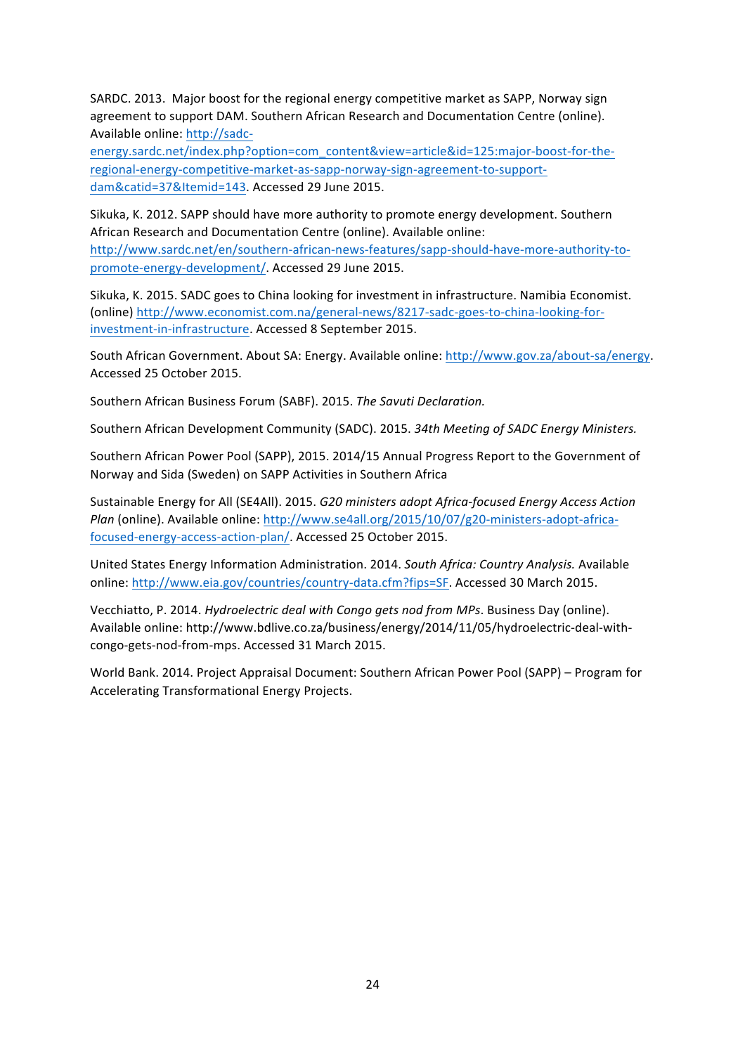SARDC. 2013. Major boost for the regional energy competitive market as SAPP, Norway sign agreement to support DAM. Southern African Research and Documentation Centre (online). Available online: http://sadc-energy.sardc.net/index.php?option=com_content&view=article&id=125:major-boost-for-the-regional-energy-competitive-market-as-sapp-norway-sign-agreement-to-support-dam&catid=37&Itemid=143. Accessed 29 June 2015.

Sikuka, K. 2012. SAPP should have more authority to promote energy development. Southern African Research and Documentation Centre (online). Available online: http://www.sardc.net/en/southern-african-news-features/sapp-should-have-more-authority-to-promote-energy-development/. Accessed 29 June 2015.

Sikuka, K. 2015. SADC goes to China looking for investment in infrastructure. Namibia Economist. (online) http://www.economist.com.na/general-news/8217-sadc-goes-to-china-looking-for-investment-in-infrastructure. Accessed 8 September 2015.

South African Government. About SA: Energy. Available online: http://www.gov.za/about-sa/energy. Accessed 25 October 2015.

Southern African Business Forum (SABF). 2015. *The Savuti Declaration.*

Southern African Development Community (SADC). 2015. *34th Meeting of SADC Energy Ministers.*

Southern African Power Pool (SAPP), 2015. 2014/15 Annual Progress Report to the Government of Norway and Sida (Sweden) on SAPP Activities in Southern Africa

Sustainable Energy for All (SE4All). 2015. *G20 ministers adopt Africa-focused Energy Access Action Plan* (online). Available online: http://www.se4all.org/2015/10/07/g20-ministers-adopt-africa-focused-energy-access-action-plan/. Accessed 25 October 2015.

United States Energy Information Administration. 2014. *South Africa: Country Analysis.* Available online: http://www.eia.gov/countries/country-data.cfm?fips=SF. Accessed 30 March 2015.

Vecchiatto, P. 2014. *Hydroelectric deal with Congo gets nod from MPs*. Business Day (online). Available online: http://www.bdlive.co.za/business/energy/2014/11/05/hydroelectric-deal-with-congo-gets-nod-from-mps. Accessed 31 March 2015.

World Bank. 2014. Project Appraisal Document: Southern African Power Pool (SAPP) – Program for Accelerating Transformational Energy Projects.